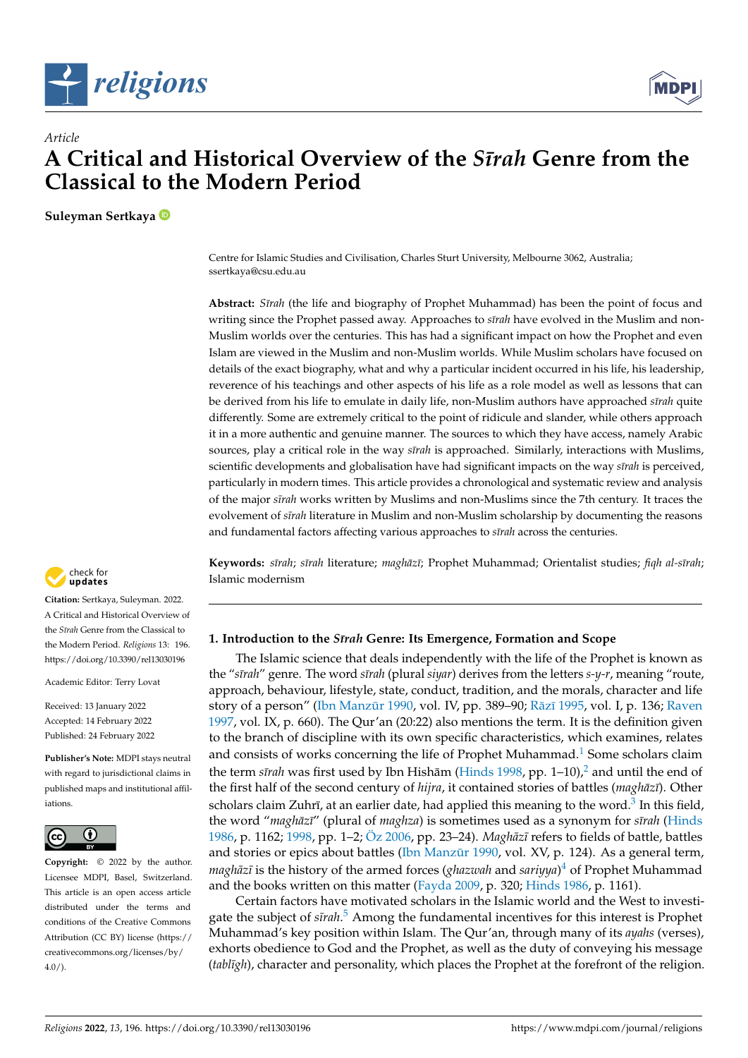*Article*

# A Critical and Historical Overview of the *Sīrah* Genre from the Classical to the Modern Period

**Suleyman Sertkaya**

Centre for Islamic Studies and Civilisation, Charles Sturt University, Melbourne 3062, Australia; ssertkaya@csu.edu.au

**Abstract:** *Sīrah* (the life and biography of Prophet Muhammad) has been the point of focus and writing since the Prophet passed away. Approaches to *sīrah* have evolved in the Muslim and non-Muslim worlds over the centuries. This has had a significant impact on how the Prophet and even Islam are viewed in the Muslim and non-Muslim worlds. While Muslim scholars have focused on details of the exact biography, what and why a particular incident occurred in his life, his leadership, reverence of his teachings and other aspects of his life as a role model as well as lessons that can be derived from his life to emulate in daily life, non-Muslim authors have approached *sīrah* quite differently. Some are extremely critical to the point of ridicule and slander, while others approach it in a more authentic and genuine manner. The sources to which they have access, namely Arabic sources, play a critical role in the way *sīrah* is approached. Similarly, interactions with Muslims, scientific developments and globalisation have had significant impacts on the way *sīrah* is perceived, particularly in modern times. This article provides a chronological and systematic review and analysis of the major *sīrah* works written by Muslims and non-Muslims since the 7th century. It traces the evolvement of *sīrah* literature in Muslim and non-Muslim scholarship by documenting the reasons and fundamental factors affecting various approaches to *sīrah* across the centuries.

**Keywords:** *sīrah*; *sīrah* literature; *maghāzī*; Prophet Muhammad; Orientalist studies; *fiqh al-sīrah*; Islamic modernism

**Citation:** Sertkaya, Suleyman. 2022. A Critical and Historical Overview of the *Sīrah* Genre from the Classical to the Modern Period. *Religions* 13: 196. https://doi.org/10.3390/rel13030196

Academic Editor: Terry Lovat

Received: 13 January 2022
Accepted: 14 February 2022
Published: 24 February 2022

**Publisher's Note:** MDPI stays neutral with regard to jurisdictional claims in published maps and institutional affiliations.

**Copyright:** © 2022 by the author. Licensee MDPI, Basel, Switzerland. This article is an open access article distributed under the terms and conditions of the Creative Commons Attribution (CC BY) license (https://creativecommons.org/licenses/by/4.0/).

## 1. Introduction to the *Sīrah* Genre: Its Emergence, Formation and Scope

The Islamic science that deals independently with the life of the Prophet is known as the "*sīrah*" genre. The word *sīrah* (plural *siyar*) derives from the letters *s-y-r*, meaning "route, approach, behaviour, lifestyle, state, conduct, tradition, and the morals, character and life story of a person" (Ibn Manzūr 1990, vol. IV, pp. 389–90; Rāzī 1995, vol. I, p. 136; Raven 1997, vol. IX, p. 660). The Qur'an (20:22) also mentions the term. It is the definition given to the branch of discipline with its own specific characteristics, which examines, relates and consists of works concerning the life of Prophet Muhammad.[1] Some scholars claim the term *sīrah* was first used by Ibn Hishām (Hinds 1998, pp. 1–10),[2] and until the end of the first half of the second century of *hijra*, it contained stories of battles (*maghāzī*). Other scholars claim Zuhrī, at an earlier date, had applied this meaning to the word.[3] In this field, the word "*maghāzī*" (plural of *maghza*) is sometimes used as a synonym for *sīrah* (Hinds 1986, p. 1162; 1998, pp. 1–2; Öz 2006, pp. 23–24). *Maghāzī* refers to fields of battle, battles and stories or epics about battles (Ibn Manzūr 1990, vol. XV, p. 124). As a general term, *maghāzī* is the history of the armed forces (*ghazwah* and *sariyya*)[4] of Prophet Muhammad and the books written on this matter (Fayda 2009, p. 320; Hinds 1986, p. 1161).

Certain factors have motivated scholars in the Islamic world and the West to investigate the subject of *sīrah*.[5] Among the fundamental incentives for this interest is Prophet Muhammad's key position within Islam. The Qur'an, through many of its *ayahs* (verses), exhorts obedience to God and the Prophet, as well as the duty of conveying his message (*tablīgh*), character and personality, which places the Prophet at the forefront of the religion.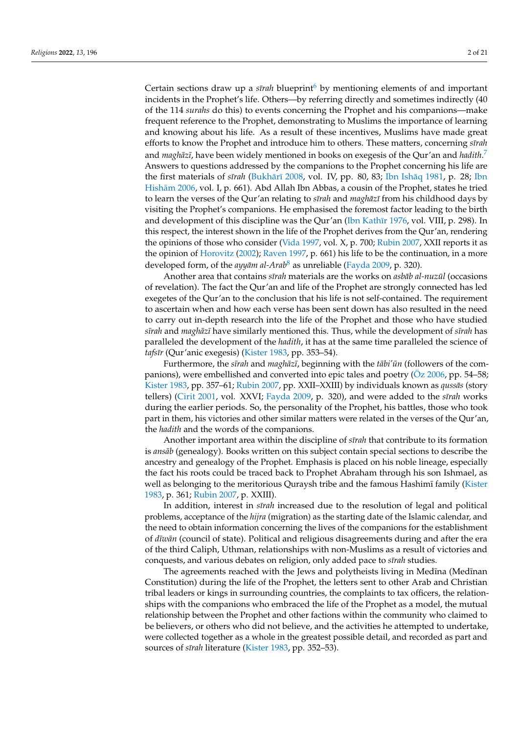Certain sections draw up a *sīrah* blueprint[6] by mentioning elements of and important incidents in the Prophet's life. Others—by referring directly and sometimes indirectly (40 of the 114 *surahs* do this) to events concerning the Prophet and his companions—make frequent reference to the Prophet, demonstrating to Muslims the importance of learning and knowing about his life. As a result of these incentives, Muslims have made great efforts to know the Prophet and introduce him to others. These matters, concerning *sīrah* and *maghāzī*, have been widely mentioned in books on exegesis of the Qur'an and *hadith*.[7] Answers to questions addressed by the companions to the Prophet concerning his life are the first materials of *sīrah* (Bukhārī 2008, vol. IV, pp. 80, 83; Ibn Ishāq 1981, p. 28; Ibn Hishām 2006, vol. I, p. 661). Abd Allah Ibn Abbas, a cousin of the Prophet, states he tried to learn the verses of the Qur'an relating to *sīrah* and *maghāzī* from his childhood days by visiting the Prophet's companions. He emphasised the foremost factor leading to the birth and development of this discipline was the Qur'an (Ibn Kathīr 1976, vol. VIII, p. 298). In this respect, the interest shown in the life of the Prophet derives from the Qur'an, rendering the opinions of those who consider (Vida 1997, vol. X, p. 700; Rubin 2007, XXII reports it as the opinion of Horovitz (2002); Raven 1997, p. 661) his life to be the continuation, in a more developed form, of the *ayyām al-Arab*[8] as unreliable (Fayda 2009, p. 320).

Another area that contains *sīrah* materials are the works on *asbāb al-nuzūl* (occasions of revelation). The fact the Qur'an and life of the Prophet are strongly connected has led exegetes of the Qur'an to the conclusion that his life is not self-contained. The requirement to ascertain when and how each verse has been sent down has also resulted in the need to carry out in-depth research into the life of the Prophet and those who have studied *sīrah* and *maghāzī* have similarly mentioned this. Thus, while the development of *sīrah* has paralleled the development of the *hadith*, it has at the same time paralleled the science of *tafsīr* (Qur'anic exegesis) (Kister 1983, pp. 353–54).

Furthermore, the *sīrah* and *maghāzī*, beginning with the *tābi'ūn* (followers of the companions), were embellished and converted into epic tales and poetry (Öz 2006, pp. 54–58; Kister 1983, pp. 357–61; Rubin 2007, pp. XXII–XXIII) by individuals known as *qussās* (story tellers) (Cirit 2001, vol. XXVI; Fayda 2009, p. 320), and were added to the *sīrah* works during the earlier periods. So, the personality of the Prophet, his battles, those who took part in them, his victories and other similar matters were related in the verses of the Qur'an, the *hadith* and the words of the companions.

Another important area within the discipline of *sīrah* that contribute to its formation is *ansāb* (genealogy). Books written on this subject contain special sections to describe the ancestry and genealogy of the Prophet. Emphasis is placed on his noble lineage, especially the fact his roots could be traced back to Prophet Abraham through his son Ishmael, as well as belonging to the meritorious Quraysh tribe and the famous Hashimī family (Kister 1983, p. 361; Rubin 2007, p. XXIII).

In addition, interest in *sīrah* increased due to the resolution of legal and political problems, acceptance of the *hijra* (migration) as the starting date of the Islamic calendar, and the need to obtain information concerning the lives of the companions for the establishment of *dīwān* (council of state). Political and religious disagreements during and after the era of the third Caliph, Uthman, relationships with non-Muslims as a result of victories and conquests, and various debates on religion, only added pace to *sīrah* studies.

The agreements reached with the Jews and polytheists living in Medīna (Medīnan Constitution) during the life of the Prophet, the letters sent to other Arab and Christian tribal leaders or kings in surrounding countries, the complaints to tax officers, the relationships with the companions who embraced the life of the Prophet as a model, the mutual relationship between the Prophet and other factions within the community who claimed to be believers, or others who did not believe, and the activities he attempted to undertake, were collected together as a whole in the greatest possible detail, and recorded as part and sources of *sīrah* literature (Kister 1983, pp. 352–53).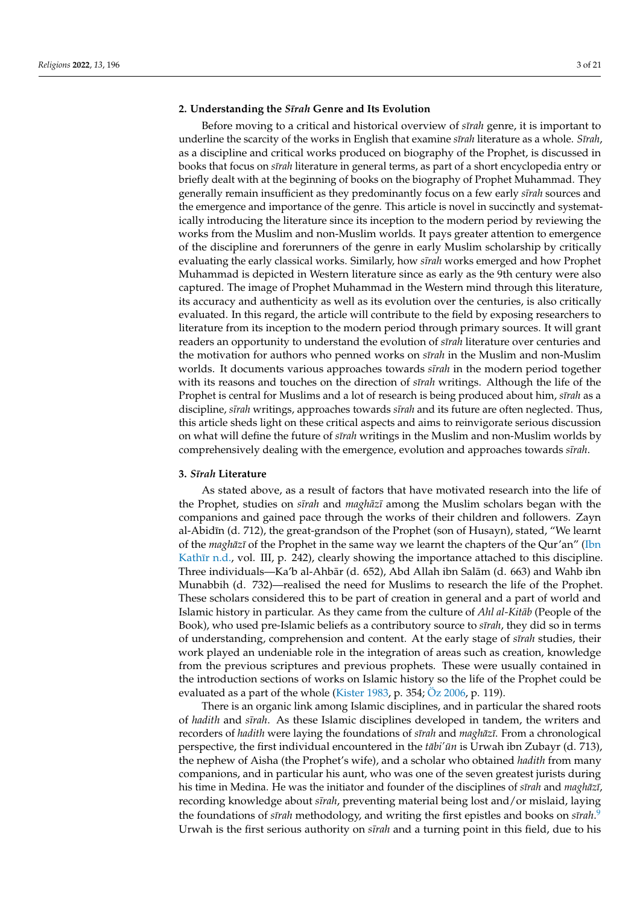## 2. Understanding the *Sīrah* Genre and Its Evolution

Before moving to a critical and historical overview of *sīrah* genre, it is important to underline the scarcity of the works in English that examine *sīrah* literature as a whole. *Sīrah*, as a discipline and critical works produced on biography of the Prophet, is discussed in books that focus on *sīrah* literature in general terms, as part of a short encyclopedia entry or briefly dealt with at the beginning of books on the biography of Prophet Muhammad. They generally remain insufficient as they predominantly focus on a few early *sīrah* sources and the emergence and importance of the genre. This article is novel in succinctly and systematically introducing the literature since its inception to the modern period by reviewing the works from the Muslim and non-Muslim worlds. It pays greater attention to emergence of the discipline and forerunners of the genre in early Muslim scholarship by critically evaluating the early classical works. Similarly, how *sīrah* works emerged and how Prophet Muhammad is depicted in Western literature since as early as the 9th century were also captured. The image of Prophet Muhammad in the Western mind through this literature, its accuracy and authenticity as well as its evolution over the centuries, is also critically evaluated. In this regard, the article will contribute to the field by exposing researchers to literature from its inception to the modern period through primary sources. It will grant readers an opportunity to understand the evolution of *sīrah* literature over centuries and the motivation for authors who penned works on *sīrah* in the Muslim and non-Muslim worlds. It documents various approaches towards *sīrah* in the modern period together with its reasons and touches on the direction of *sīrah* writings. Although the life of the Prophet is central for Muslims and a lot of research is being produced about him, *sīrah* as a discipline, *sīrah* writings, approaches towards *sīrah* and its future are often neglected. Thus, this article sheds light on these critical aspects and aims to reinvigorate serious discussion on what will define the future of *sīrah* writings in the Muslim and non-Muslim worlds by comprehensively dealing with the emergence, evolution and approaches towards *sīrah*.

## 3. *Sīrah* Literature

As stated above, as a result of factors that have motivated research into the life of the Prophet, studies on *sīrah* and *maghāzī* among the Muslim scholars began with the companions and gained pace through the works of their children and followers. Zayn al-Abidīn (d. 712), the great-grandson of the Prophet (son of Husayn), stated, "We learnt of the *maghāzī* of the Prophet in the same way we learnt the chapters of the Qur'an" (Ibn Kathīr n.d., vol. III, p. 242), clearly showing the importance attached to this discipline. Three individuals—Ka'b al-Ahbār (d. 652), Abd Allah ibn Salām (d. 663) and Wahb ibn Munabbih (d. 732)—realised the need for Muslims to research the life of the Prophet. These scholars considered this to be part of creation in general and a part of world and Islamic history in particular. As they came from the culture of *Ahl al-Kitāb* (People of the Book), who used pre-Islamic beliefs as a contributory source to *sīrah*, they did so in terms of understanding, comprehension and content. At the early stage of *sīrah* studies, their work played an undeniable role in the integration of areas such as creation, knowledge from the previous scriptures and previous prophets. These were usually contained in the introduction sections of works on Islamic history so the life of the Prophet could be evaluated as a part of the whole (Kister 1983, p. 354; Öz 2006, p. 119).

There is an organic link among Islamic disciplines, and in particular the shared roots of *hadith* and *sīrah*. As these Islamic disciplines developed in tandem, the writers and recorders of *hadith* were laying the foundations of *sīrah* and *maghāzī*. From a chronological perspective, the first individual encountered in the *tābi'ūn* is Urwah ibn Zubayr (d. 713), the nephew of Aisha (the Prophet's wife), and a scholar who obtained *hadith* from many companions, and in particular his aunt, who was one of the seven greatest jurists during his time in Medina. He was the initiator and founder of the disciplines of *sīrah* and *maghāzī*, recording knowledge about *sīrah*, preventing material being lost and/or mislaid, laying the foundations of *sīrah* methodology, and writing the first epistles and books on *sīrah*.[9] Urwah is the first serious authority on *sīrah* and a turning point in this field, due to his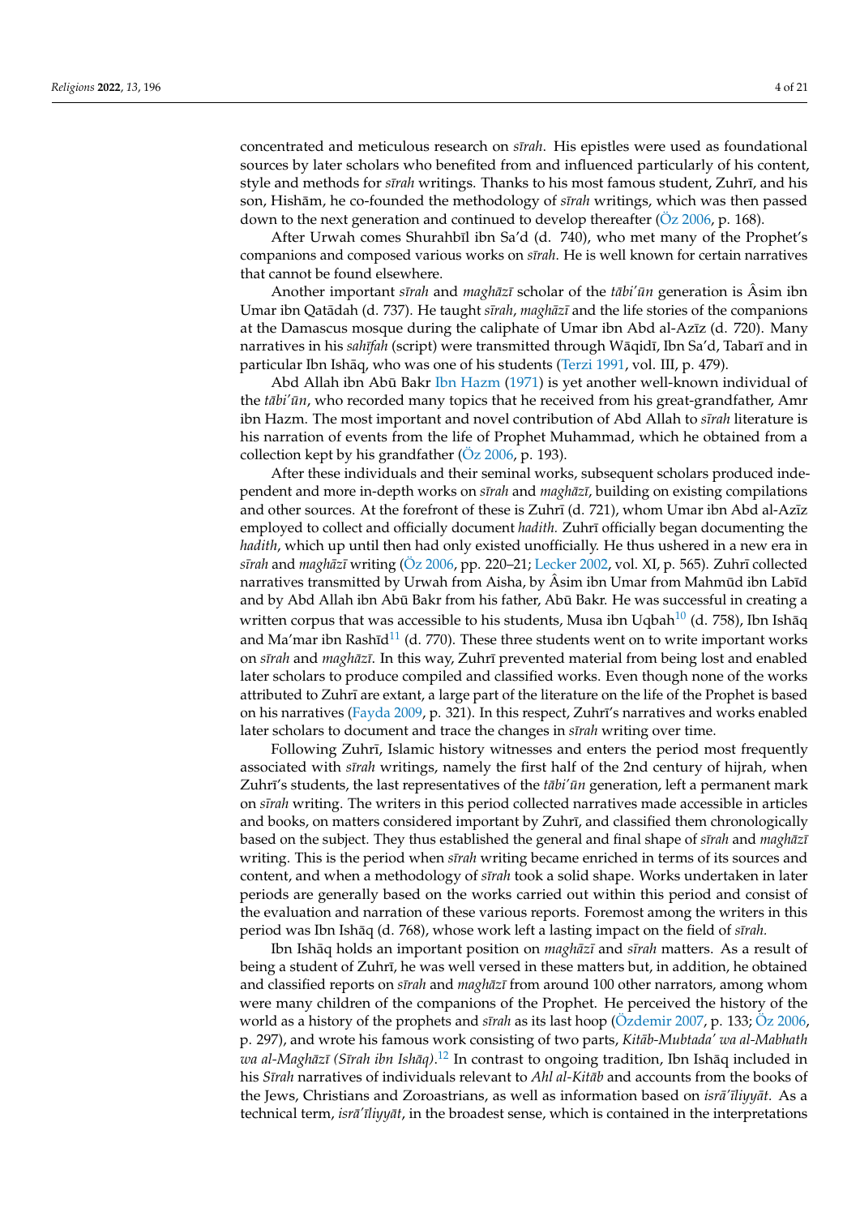concentrated and meticulous research on *sīrah*. His epistles were used as foundational sources by later scholars who benefited from and influenced particularly of his content, style and methods for *sīrah* writings. Thanks to his most famous student, Zuhrī, and his son, Hishām, he co-founded the methodology of *sīrah* writings, which was then passed down to the next generation and continued to develop thereafter (Öz 2006, p. 168).

After Urwah comes Shurahbīl ibn Sa'd (d. 740), who met many of the Prophet's companions and composed various works on *sīrah*. He is well known for certain narratives that cannot be found elsewhere.

Another important *sīrah* and *maghāzī* scholar of the *tābi'ūn* generation is Âsim ibn Umar ibn Qatādah (d. 737). He taught *sīrah*, *maghāzī* and the life stories of the companions at the Damascus mosque during the caliphate of Umar ibn Abd al-Azīz (d. 720). Many narratives in his *sahīfah* (script) were transmitted through Wāqidī, Ibn Sa'd, Tabarī and in particular Ibn Ishāq, who was one of his students (Terzi 1991, vol. III, p. 479).

Abd Allah ibn Abū Bakr Ibn Hazm (1971) is yet another well-known individual of the *tābi'ūn*, who recorded many topics that he received from his great-grandfather, Amr ibn Hazm. The most important and novel contribution of Abd Allah to *sīrah* literature is his narration of events from the life of Prophet Muhammad, which he obtained from a collection kept by his grandfather (Öz 2006, p. 193).

After these individuals and their seminal works, subsequent scholars produced independent and more in-depth works on *sīrah* and *maghāzī*, building on existing compilations and other sources. At the forefront of these is Zuhrī (d. 721), whom Umar ibn Abd al-Azīz employed to collect and officially document *hadith*. Zuhrī officially began documenting the *hadith*, which up until then had only existed unofficially. He thus ushered in a new era in *sīrah* and *maghāzī* writing (Öz 2006, pp. 220–21; Lecker 2002, vol. XI, p. 565). Zuhrī collected narratives transmitted by Urwah from Aisha, by Âsim ibn Umar from Mahmūd ibn Labīd and by Abd Allah ibn Abū Bakr from his father, Abū Bakr. He was successful in creating a written corpus that was accessible to his students, Musa ibn Uqbah[10] (d. 758), Ibn Ishāq and Ma'mar ibn Rashīd[11] (d. 770). These three students went on to write important works on *sīrah* and *maghāzī*. In this way, Zuhrī prevented material from being lost and enabled later scholars to produce compiled and classified works. Even though none of the works attributed to Zuhrī are extant, a large part of the literature on the life of the Prophet is based on his narratives (Fayda 2009, p. 321). In this respect, Zuhrī's narratives and works enabled later scholars to document and trace the changes in *sīrah* writing over time.

Following Zuhrī, Islamic history witnesses and enters the period most frequently associated with *sīrah* writings, namely the first half of the 2nd century of hijrah, when Zuhrī's students, the last representatives of the *tābi'ūn* generation, left a permanent mark on *sīrah* writing. The writers in this period collected narratives made accessible in articles and books, on matters considered important by Zuhrī, and classified them chronologically based on the subject. They thus established the general and final shape of *sīrah* and *maghāzī* writing. This is the period when *sīrah* writing became enriched in terms of its sources and content, and when a methodology of *sīrah* took a solid shape. Works undertaken in later periods are generally based on the works carried out within this period and consist of the evaluation and narration of these various reports. Foremost among the writers in this period was Ibn Ishāq (d. 768), whose work left a lasting impact on the field of *sīrah*.

Ibn Ishāq holds an important position on *maghāzī* and *sīrah* matters. As a result of being a student of Zuhrī, he was well versed in these matters but, in addition, he obtained and classified reports on *sīrah* and *maghāzī* from around 100 other narrators, among whom were many children of the companions of the Prophet. He perceived the history of the world as a history of the prophets and *sīrah* as its last hoop (Özdemir 2007, p. 133; Öz 2006, p. 297), and wrote his famous work consisting of two parts, *Kitāb-Mubtada' wa al-Mabhath wa al-Maghāzī (Sīrah ibn Ishāq)*.[12] In contrast to ongoing tradition, Ibn Ishāq included in his *Sīrah* narratives of individuals relevant to *Ahl al-Kitāb* and accounts from the books of the Jews, Christians and Zoroastrians, as well as information based on *isrā'īliyyāt*. As a technical term, *isrā'īliyyāt*, in the broadest sense, which is contained in the interpretations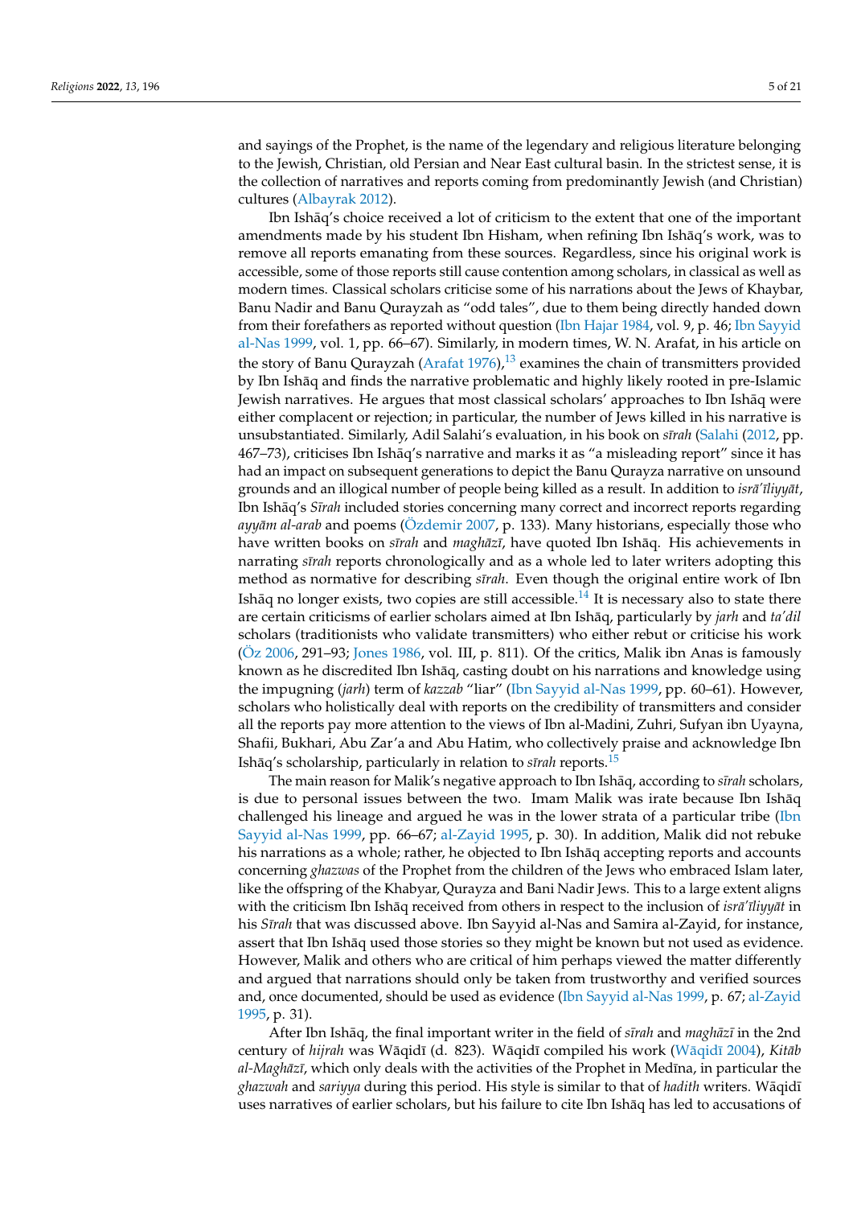and sayings of the Prophet, is the name of the legendary and religious literature belonging to the Jewish, Christian, old Persian and Near East cultural basin. In the strictest sense, it is the collection of narratives and reports coming from predominantly Jewish (and Christian) cultures (Albayrak 2012).

Ibn Ishāq's choice received a lot of criticism to the extent that one of the important amendments made by his student Ibn Hisham, when refining Ibn Ishāq's work, was to remove all reports emanating from these sources. Regardless, since his original work is accessible, some of those reports still cause contention among scholars, in classical as well as modern times. Classical scholars criticise some of his narrations about the Jews of Khaybar, Banu Nadir and Banu Qurayzah as "odd tales", due to them being directly handed down from their forefathers as reported without question (Ibn Hajar 1984, vol. 9, p. 46; Ibn Sayyid al-Nas 1999, vol. 1, pp. 66–67). Similarly, in modern times, W. N. Arafat, in his article on the story of Banu Qurayzah (Arafat 1976),[13] examines the chain of transmitters provided by Ibn Ishāq and finds the narrative problematic and highly likely rooted in pre-Islamic Jewish narratives. He argues that most classical scholars' approaches to Ibn Ishāq were either complacent or rejection; in particular, the number of Jews killed in his narrative is unsubstantiated. Similarly, Adil Salahi's evaluation, in his book on *sīrah* (Salahi (2012, pp. 467–73), criticises Ibn Ishāq's narrative and marks it as "a misleading report" since it has had an impact on subsequent generations to depict the Banu Qurayza narrative on unsound grounds and an illogical number of people being killed as a result. In addition to *isrā'īliyyāt*, Ibn Ishāq's *Sīrah* included stories concerning many correct and incorrect reports regarding *ayyām al-arab* and poems (Özdemir 2007, p. 133). Many historians, especially those who have written books on *sīrah* and *maghāzī*, have quoted Ibn Ishāq. His achievements in narrating *sīrah* reports chronologically and as a whole led to later writers adopting this method as normative for describing *sīrah*. Even though the original entire work of Ibn Ishāq no longer exists, two copies are still accessible.[14] It is necessary also to state there are certain criticisms of earlier scholars aimed at Ibn Ishāq, particularly by *jarh* and *ta'dil* scholars (traditionists who validate transmitters) who either rebut or criticise his work (Öz 2006, 291–93; Jones 1986, vol. III, p. 811). Of the critics, Malik ibn Anas is famously known as he discredited Ibn Ishāq, casting doubt on his narrations and knowledge using the impugning (*jarh*) term of *kazzab* "liar" (Ibn Sayyid al-Nas 1999, pp. 60–61). However, scholars who holistically deal with reports on the credibility of transmitters and consider all the reports pay more attention to the views of Ibn al-Madini, Zuhri, Sufyan ibn Uyayna, Shafii, Bukhari, Abu Zar'a and Abu Hatim, who collectively praise and acknowledge Ibn Ishāq's scholarship, particularly in relation to *sīrah* reports.[15]

The main reason for Malik's negative approach to Ibn Ishāq, according to *sīrah* scholars, is due to personal issues between the two. Imam Malik was irate because Ibn Ishāq challenged his lineage and argued he was in the lower strata of a particular tribe (Ibn Sayyid al-Nas 1999, pp. 66–67; al-Zayid 1995, p. 30). In addition, Malik did not rebuke his narrations as a whole; rather, he objected to Ibn Ishāq accepting reports and accounts concerning *ghazwas* of the Prophet from the children of the Jews who embraced Islam later, like the offspring of the Khabyar, Qurayza and Bani Nadir Jews. This to a large extent aligns with the criticism Ibn Ishāq received from others in respect to the inclusion of *isrā'īliyyāt* in his *Sīrah* that was discussed above. Ibn Sayyid al-Nas and Samira al-Zayid, for instance, assert that Ibn Ishāq used those stories so they might be known but not used as evidence. However, Malik and others who are critical of him perhaps viewed the matter differently and argued that narrations should only be taken from trustworthy and verified sources and, once documented, should be used as evidence (Ibn Sayyid al-Nas 1999, p. 67; al-Zayid 1995, p. 31).

After Ibn Ishāq, the final important writer in the field of *sīrah* and *maghāzī* in the 2nd century of *hijrah* was Wāqidī (d. 823). Wāqidī compiled his work (Wāqidī 2004), *Kitāb al-Maghāzī*, which only deals with the activities of the Prophet in Medīna, in particular the *ghazwah* and *sariyya* during this period. His style is similar to that of *hadith* writers. Wāqidī uses narratives of earlier scholars, but his failure to cite Ibn Ishāq has led to accusations of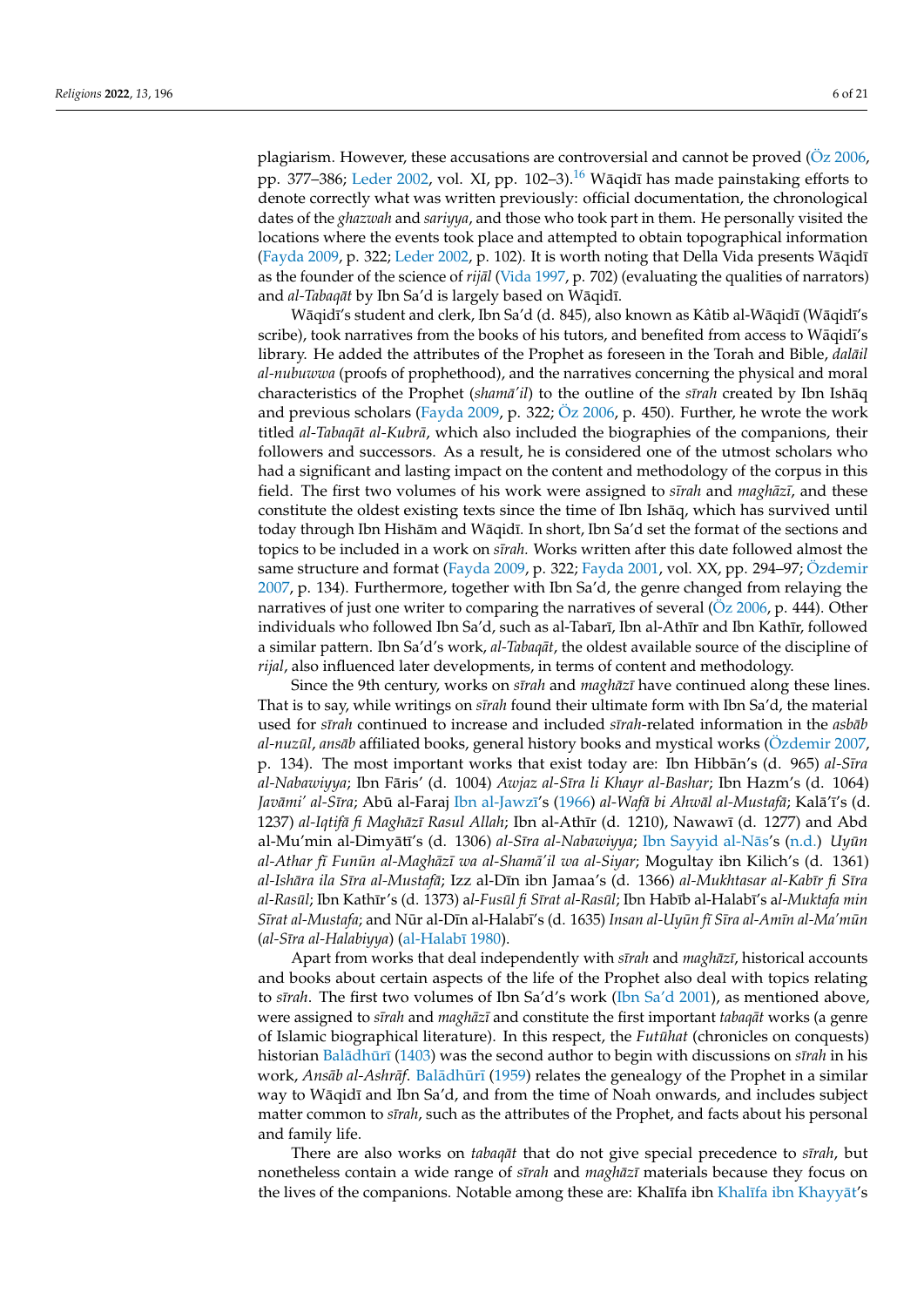plagiarism. However, these accusations are controversial and cannot be proved (Öz 2006, pp. 377–386; Leder 2002, vol. XI, pp. 102–3).[16] Wāqidī has made painstaking efforts to denote correctly what was written previously: official documentation, the chronological dates of the *ghazwah* and *sariyya*, and those who took part in them. He personally visited the locations where the events took place and attempted to obtain topographical information (Fayda 2009, p. 322; Leder 2002, p. 102). It is worth noting that Della Vida presents Wāqidī as the founder of the science of *rijāl* (Vida 1997, p. 702) (evaluating the qualities of narrators) and *al-Tabaqāt* by Ibn Sa'd is largely based on Wāqidī.

Wāqidī's student and clerk, Ibn Sa'd (d. 845), also known as Kâtib al-Wāqidī (Wāqidī's scribe), took narratives from the books of his tutors, and benefited from access to Wāqidī's library. He added the attributes of the Prophet as foreseen in the Torah and Bible, *dalāil al-nubuwwa* (proofs of prophethood), and the narratives concerning the physical and moral characteristics of the Prophet (*shamā'il*) to the outline of the *sīrah* created by Ibn Ishāq and previous scholars (Fayda 2009, p. 322; Öz 2006, p. 450). Further, he wrote the work titled *al-Tabaqāt al-Kubrā*, which also included the biographies of the companions, their followers and successors. As a result, he is considered one of the utmost scholars who had a significant and lasting impact on the content and methodology of the corpus in this field. The first two volumes of his work were assigned to *sīrah* and *maghāzī*, and these constitute the oldest existing texts since the time of Ibn Ishāq, which has survived until today through Ibn Hishām and Wāqidī. In short, Ibn Sa'd set the format of the sections and topics to be included in a work on *sīrah.* Works written after this date followed almost the same structure and format (Fayda 2009, p. 322; Fayda 2001, vol. XX, pp. 294–97; Özdemir 2007, p. 134). Furthermore, together with Ibn Sa'd, the genre changed from relaying the narratives of just one writer to comparing the narratives of several (Öz 2006, p. 444). Other individuals who followed Ibn Sa'd, such as al-Tabarī, Ibn al-Athīr and Ibn Kathīr, followed a similar pattern. Ibn Sa'd's work, *al-Tabaqāt*, the oldest available source of the discipline of *rijal*, also influenced later developments, in terms of content and methodology.

Since the 9th century, works on *sīrah* and *maghāzī* have continued along these lines. That is to say, while writings on *sīrah* found their ultimate form with Ibn Sa'd, the material used for *sīrah* continued to increase and included *sīrah*-related information in the *asbāb al-nuzūl*, *ansāb* affiliated books, general history books and mystical works (Özdemir 2007, p. 134). The most important works that exist today are: Ibn Hibbān's (d. 965) *al-Sīra al-Nabawiyya*; Ibn Fāris' (d. 1004) *Awjaz al-Sīra li Khayr al-Bashar*; Ibn Hazm's (d. 1064) *Javāmi' al-Sīra*; Abū al-Faraj Ibn al-Jawzī's (1966) *al-Wafā bi Ahwāl al-Mustafā*; Kalā'ī's (d. 1237) *al-Iqtifā fi Maghāzī Rasul Allah*; Ibn al-Athīr (d. 1210), Nawawī (d. 1277) and Abd al-Mu'min al-Dimyātī's (d. 1306) *al-Sīra al-Nabawiyya*; Ibn Sayyid al-Nās's (n.d.) *Uyūn al-Athar fī Funūn al-Maghāzī wa al-Shamā'il wa al-Siyar*; Mogultay ibn Kilich's (d. 1361) *al-Ishāra ila Sīra al-Mustafā*; Izz al-Dīn ibn Jamaa's (d. 1366) *al-Mukhtasar al-Kabīr fi Sīra al-Rasūl*; Ibn Kathīr's (d. 1373) a*l-Fusūl fi Sīrat al-Rasūl*; Ibn Habīb al-Halabī's a*l-Muktafa min Sīrat al-Mustafa*; and Nūr al-Dīn al-Halabī's (d. 1635) *Insan al-Uyūn fī Sīra al-Amīn al-Ma'mūn* (*al-Sīra al-Halabiyya*) (al-Halabī 1980).

Apart from works that deal independently with *sīrah* and *maghāzī*, historical accounts and books about certain aspects of the life of the Prophet also deal with topics relating to *sīrah*. The first two volumes of Ibn Sa'd's work (Ibn Sa'd 2001), as mentioned above, were assigned to *sīrah* and *maghāzī* and constitute the first important *tabaqāt* works (a genre of Islamic biographical literature). In this respect, the *Futūhat* (chronicles on conquests) historian Balādhūrī (1403) was the second author to begin with discussions on *sīrah* in his work, *Ansāb al-Ashrāf*. Balādhūrī (1959) relates the genealogy of the Prophet in a similar way to Wāqidī and Ibn Sa'd, and from the time of Noah onwards, and includes subject matter common to *sīrah*, such as the attributes of the Prophet, and facts about his personal and family life.

There are also works on *tabaqāt* that do not give special precedence to *sīrah*, but nonetheless contain a wide range of *sīrah* and *maghāzī* materials because they focus on the lives of the companions. Notable among these are: Khalīfa ibn Khalīfa ibn Khayyāt's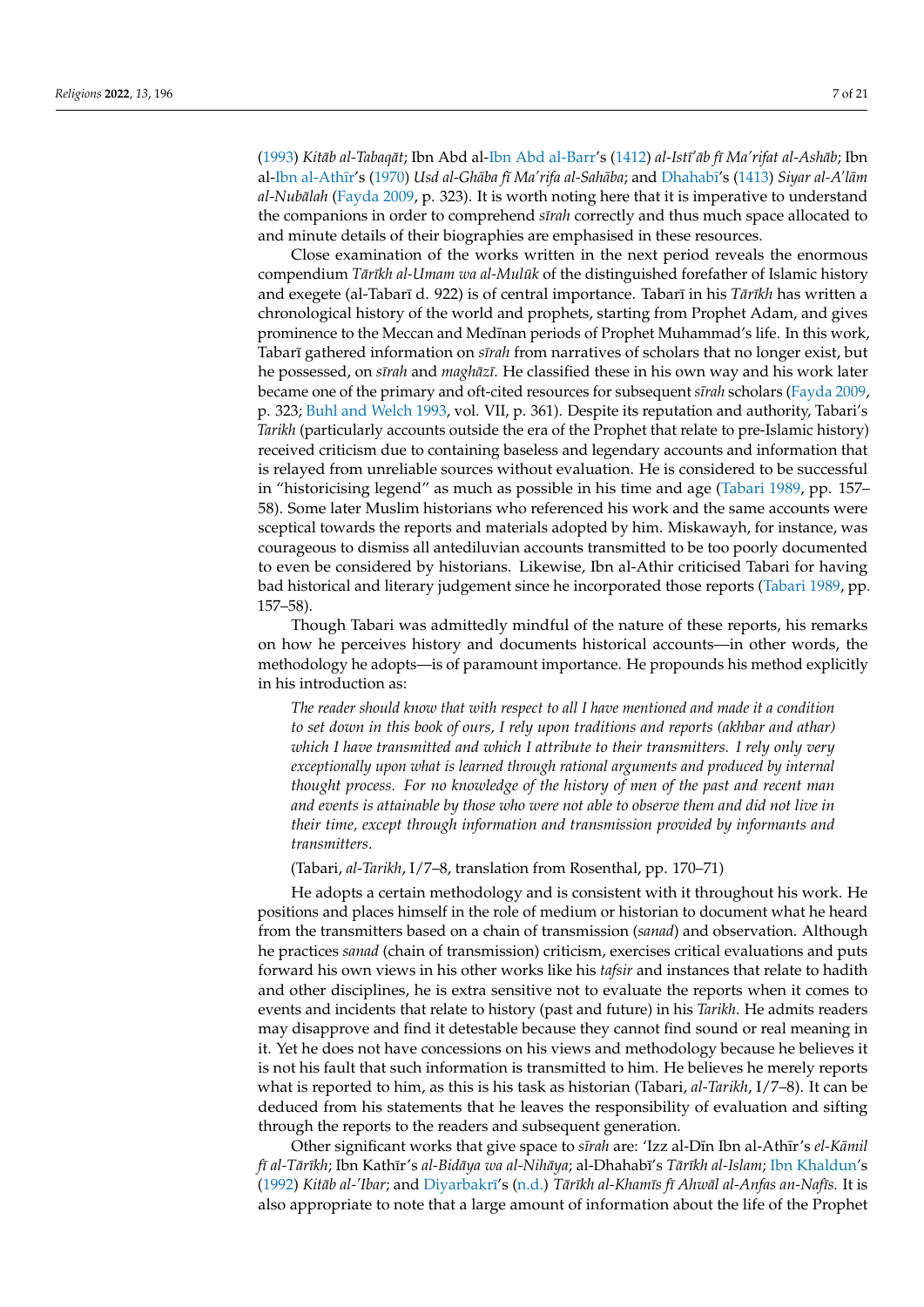(1993) *Kitāb al-Tabaqāt*; Ibn Abd al-Ibn Abd al-Barr's (1412) *al-Istī'āb fī Ma'rifat al-Ashāb*; Ibn al-Ibn al-Athīr's (1970) *Usd al-Ghāba fī Ma'rifa al-Sahāba*; and Dhahabī's (1413) *Siyar al-A'lām al-Nubālah* (Fayda 2009, p. 323). It is worth noting here that it is imperative to understand the companions in order to comprehend *sīrah* correctly and thus much space allocated to and minute details of their biographies are emphasised in these resources.

Close examination of the works written in the next period reveals the enormous compendium *Tārīkh al-Umam wa al-Mulūk* of the distinguished forefather of Islamic history and exegete (al-Tabarī d. 922) is of central importance. Tabarī in his *Tārīkh* has written a chronological history of the world and prophets, starting from Prophet Adam, and gives prominence to the Meccan and Medīnan periods of Prophet Muhammad's life. In this work, Tabarī gathered information on *sīrah* from narratives of scholars that no longer exist, but he possessed, on *sīrah* and *maghāzī*. He classified these in his own way and his work later became one of the primary and oft-cited resources for subsequent *sīrah* scholars (Fayda 2009, p. 323; Buhl and Welch 1993, vol. VII, p. 361). Despite its reputation and authority, Tabari's *Tarikh* (particularly accounts outside the era of the Prophet that relate to pre-Islamic history) received criticism due to containing baseless and legendary accounts and information that is relayed from unreliable sources without evaluation. He is considered to be successful in "historicising legend" as much as possible in his time and age (Tabari 1989, pp. 157–58). Some later Muslim historians who referenced his work and the same accounts were sceptical towards the reports and materials adopted by him. Miskawayh, for instance, was courageous to dismiss all antediluvian accounts transmitted to be too poorly documented to even be considered by historians. Likewise, Ibn al-Athir criticised Tabari for having bad historical and literary judgement since he incorporated those reports (Tabari 1989, pp. 157–58).

Though Tabari was admittedly mindful of the nature of these reports, his remarks on how he perceives history and documents historical accounts—in other words, the methodology he adopts—is of paramount importance. He propounds his method explicitly in his introduction as:

> *The reader should know that with respect to all I have mentioned and made it a condition to set down in this book of ours, I rely upon traditions and reports (akhbar and athar) which I have transmitted and which I attribute to their transmitters. I rely only very exceptionally upon what is learned through rational arguments and produced by internal thought process. For no knowledge of the history of men of the past and recent man and events is attainable by those who were not able to observe them and did not live in their time, except through information and transmission provided by informants and transmitters.*
>
> (Tabari, *al-Tarikh*, I/7–8, translation from Rosenthal, pp. 170–71)

He adopts a certain methodology and is consistent with it throughout his work. He positions and places himself in the role of medium or historian to document what he heard from the transmitters based on a chain of transmission (*sanad*) and observation. Although he practices *sanad* (chain of transmission) criticism, exercises critical evaluations and puts forward his own views in his other works like his *tafsir* and instances that relate to hadith and other disciplines, he is extra sensitive not to evaluate the reports when it comes to events and incidents that relate to history (past and future) in his *Tarikh*. He admits readers may disapprove and find it detestable because they cannot find sound or real meaning in it. Yet he does not have concessions on his views and methodology because he believes it is not his fault that such information is transmitted to him. He believes he merely reports what is reported to him, as this is his task as historian (Tabari, *al-Tarikh*, I/7–8). It can be deduced from his statements that he leaves the responsibility of evaluation and sifting through the reports to the readers and subsequent generation.

Other significant works that give space to *sīrah* are: 'Izz al-Dīn Ibn al-Athīr's *el-Kāmil fī al-Tārīkh*; Ibn Kathīr's *al-Bidāya wa al-Nihāya*; al-Dhahabī's *Tārīkh al-Islam*; Ibn Khaldun's (1992) *Kitāb al-'Ibar*; and Diyarbakrī's (n.d.) *Tārīkh al-Khamīs fī Ahwāl al-Anfas an-Nafīs.* It is also appropriate to note that a large amount of information about the life of the Prophet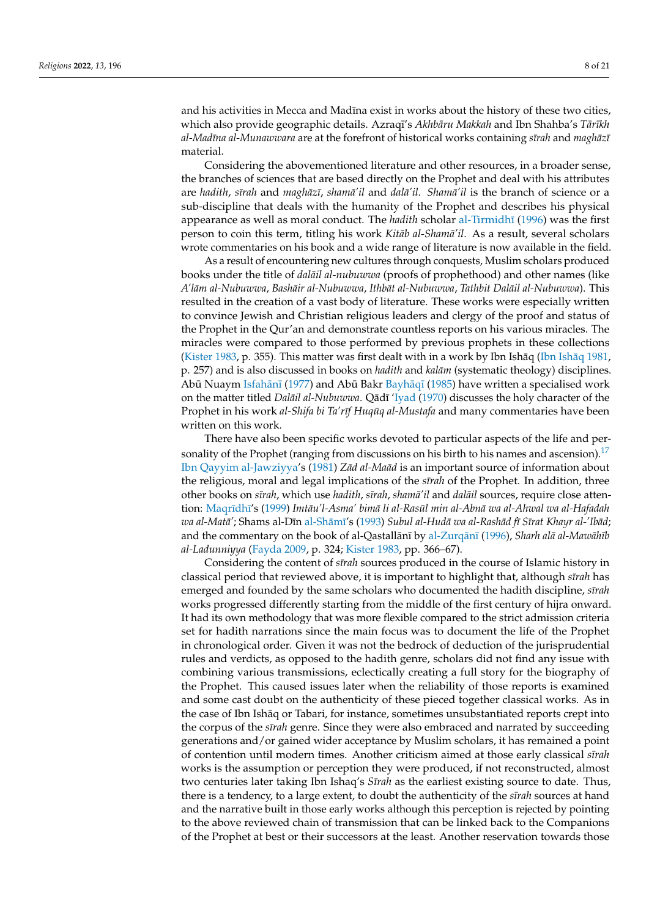and his activities in Mecca and Madīna exist in works about the history of these two cities, which also provide geographic details. Azraqī's *Akhbāru Makkah* and Ibn Shahba's *Tārīkh al-Madīna al-Munawwara* are at the forefront of historical works containing *sīrah* and *maghāzī* material.

Considering the abovementioned literature and other resources, in a broader sense, the branches of sciences that are based directly on the Prophet and deal with his attributes are *hadith*, *sīrah* and *maghāzī*, *shamā'il* and *dalā'il*. *Shamā'il* is the branch of science or a sub-discipline that deals with the humanity of the Prophet and describes his physical appearance as well as moral conduct. The *hadith* scholar al-Tirmidhī (1996) was the first person to coin this term, titling his work *Kitāb al-Shamā'il*. As a result, several scholars wrote commentaries on his book and a wide range of literature is now available in the field.

As a result of encountering new cultures through conquests, Muslim scholars produced books under the title of *dalāil al-nubuwwa* (proofs of prophethood) and other names (like *A'lām al-Nubuwwa*, *Bashāir al-Nubuwwa*, *Ithbāt al-Nubuwwa*, *Tathbit Dalāil al-Nubuwwa*). This resulted in the creation of a vast body of literature. These works were especially written to convince Jewish and Christian religious leaders and clergy of the proof and status of the Prophet in the Qur'an and demonstrate countless reports on his various miracles. The miracles were compared to those performed by previous prophets in these collections (Kister 1983, p. 355). This matter was first dealt with in a work by Ibn Ishāq (Ibn Ishāq 1981, p. 257) and is also discussed in books on *hadith* and *kalām* (systematic theology) disciplines. Abū Nuaym Isfahānī (1977) and Abū Bakr Bayhāqī (1985) have written a specialised work on the matter titled *Dalāil al-Nubuwwa*. Qādī 'Iyad (1970) discusses the holy character of the Prophet in his work *al-Shifa bi Ta'rīf Huqūq al-Mustafa* and many commentaries have been written on this work.

There have also been specific works devoted to particular aspects of the life and personality of the Prophet (ranging from discussions on his birth to his names and ascension).[17] Ibn Qayyim al-Jawziyya's (1981) *Zād al-Maād* is an important source of information about the religious, moral and legal implications of the *sīrah* of the Prophet. In addition, three other books on *sīrah*, which use *hadith*, *sīrah*, *shamā'il* and *dalāil* sources, require close attention: Maqrīdhī's (1999) *Imtāu'l-Asma' bimā li al-Rasūl min al-Abnā wa al-Ahwal wa al-Hafadah wa al-Matā'*; Shams al-Dīn al-Shāmī's (1993) *Subul al-Hudā wa al-Rashād fī Sīrat Khayr al-'Ibād*; and the commentary on the book of al-Qastallānī by al-Zurqānī (1996), *Sharh alā al-Mawāhīb al-Ladunniyya* (Fayda 2009, p. 324; Kister 1983, pp. 366–67).

Considering the content of *sīrah* sources produced in the course of Islamic history in classical period that reviewed above, it is important to highlight that, although *sīrah* has emerged and founded by the same scholars who documented the hadith discipline, *sīrah* works progressed differently starting from the middle of the first century of hijra onward. It had its own methodology that was more flexible compared to the strict admission criteria set for hadith narrations since the main focus was to document the life of the Prophet in chronological order. Given it was not the bedrock of deduction of the jurisprudential rules and verdicts, as opposed to the hadith genre, scholars did not find any issue with combining various transmissions, eclectically creating a full story for the biography of the Prophet. This caused issues later when the reliability of those reports is examined and some cast doubt on the authenticity of these pieced together classical works. As in the case of Ibn Ishāq or Tabari, for instance, sometimes unsubstantiated reports crept into the corpus of the *sīrah* genre. Since they were also embraced and narrated by succeeding generations and/or gained wider acceptance by Muslim scholars, it has remained a point of contention until modern times. Another criticism aimed at those early classical *sīrah* works is the assumption or perception they were produced, if not reconstructed, almost two centuries later taking Ibn Ishaq's *Sīrah* as the earliest existing source to date. Thus, there is a tendency, to a large extent, to doubt the authenticity of the *sīrah* sources at hand and the narrative built in those early works although this perception is rejected by pointing to the above reviewed chain of transmission that can be linked back to the Companions of the Prophet at best or their successors at the least. Another reservation towards those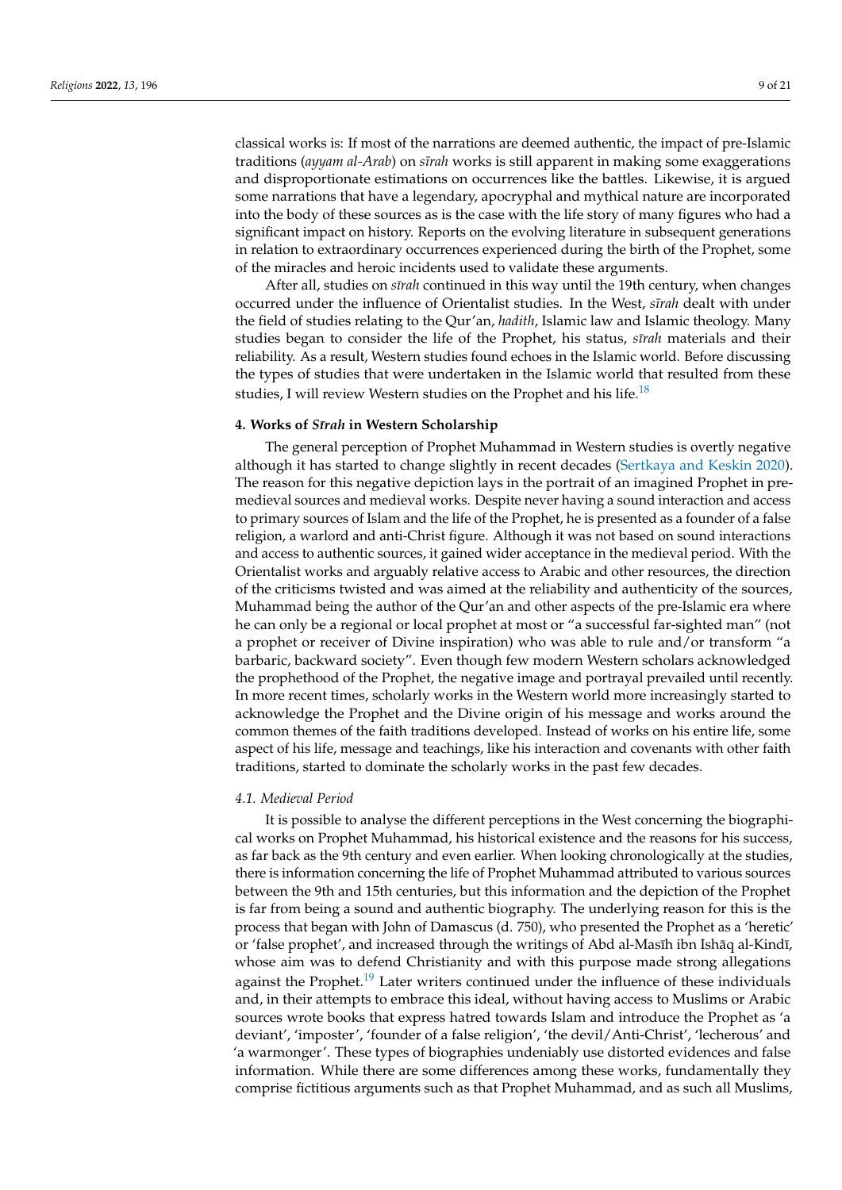classical works is: If most of the narrations are deemed authentic, the impact of pre-Islamic traditions (*ayyam al-Arab*) on *sīrah* works is still apparent in making some exaggerations and disproportionate estimations on occurrences like the battles. Likewise, it is argued some narrations that have a legendary, apocryphal and mythical nature are incorporated into the body of these sources as is the case with the life story of many figures who had a significant impact on history. Reports on the evolving literature in subsequent generations in relation to extraordinary occurrences experienced during the birth of the Prophet, some of the miracles and heroic incidents used to validate these arguments.

After all, studies on *sīrah* continued in this way until the 19th century, when changes occurred under the influence of Orientalist studies. In the West, *sīrah* dealt with under the field of studies relating to the Qur'an, *hadith*, Islamic law and Islamic theology. Many studies began to consider the life of the Prophet, his status, *sīrah* materials and their reliability. As a result, Western studies found echoes in the Islamic world. Before discussing the types of studies that were undertaken in the Islamic world that resulted from these studies, I will review Western studies on the Prophet and his life.[18]

## 4. Works of *Sīrah* in Western Scholarship

The general perception of Prophet Muhammad in Western studies is overtly negative although it has started to change slightly in recent decades (Sertkaya and Keskin 2020). The reason for this negative depiction lays in the portrait of an imagined Prophet in pre-medieval sources and medieval works. Despite never having a sound interaction and access to primary sources of Islam and the life of the Prophet, he is presented as a founder of a false religion, a warlord and anti-Christ figure. Although it was not based on sound interactions and access to authentic sources, it gained wider acceptance in the medieval period. With the Orientalist works and arguably relative access to Arabic and other resources, the direction of the criticisms twisted and was aimed at the reliability and authenticity of the sources, Muhammad being the author of the Qur'an and other aspects of the pre-Islamic era where he can only be a regional or local prophet at most or "a successful far-sighted man" (not a prophet or receiver of Divine inspiration) who was able to rule and/or transform "a barbaric, backward society". Even though few modern Western scholars acknowledged the prophethood of the Prophet, the negative image and portrayal prevailed until recently. In more recent times, scholarly works in the Western world more increasingly started to acknowledge the Prophet and the Divine origin of his message and works around the common themes of the faith traditions developed. Instead of works on his entire life, some aspect of his life, message and teachings, like his interaction and covenants with other faith traditions, started to dominate the scholarly works in the past few decades.

### *4.1. Medieval Period*

It is possible to analyse the different perceptions in the West concerning the biographical works on Prophet Muhammad, his historical existence and the reasons for his success, as far back as the 9th century and even earlier. When looking chronologically at the studies, there is information concerning the life of Prophet Muhammad attributed to various sources between the 9th and 15th centuries, but this information and the depiction of the Prophet is far from being a sound and authentic biography. The underlying reason for this is the process that began with John of Damascus (d. 750), who presented the Prophet as a 'heretic' or 'false prophet', and increased through the writings of Abd al-Masīh ibn Ishāq al-Kindī, whose aim was to defend Christianity and with this purpose made strong allegations against the Prophet.[19] Later writers continued under the influence of these individuals and, in their attempts to embrace this ideal, without having access to Muslims or Arabic sources wrote books that express hatred towards Islam and introduce the Prophet as 'a deviant', 'imposter', 'founder of a false religion', 'the devil/Anti-Christ', 'lecherous' and 'a warmonger'. These types of biographies undeniably use distorted evidences and false information. While there are some differences among these works, fundamentally they comprise fictitious arguments such as that Prophet Muhammad, and as such all Muslims,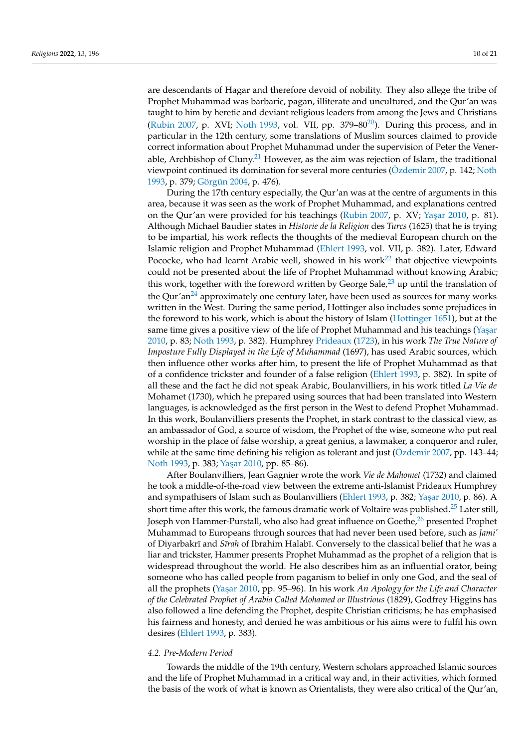are descendants of Hagar and therefore devoid of nobility. They also allege the tribe of Prophet Muhammad was barbaric, pagan, illiterate and uncultured, and the Qur'an was taught to him by heretic and deviant religious leaders from among the Jews and Christians (Rubin 2007, p. XVI; Noth 1993, vol. VII, pp. 379–80[20]). During this process, and in particular in the 12th century, some translations of Muslim sources claimed to provide correct information about Prophet Muhammad under the supervision of Peter the Venerable, Archbishop of Cluny.[21] However, as the aim was rejection of Islam, the traditional viewpoint continued its domination for several more centuries (Özdemir 2007, p. 142; Noth 1993, p. 379; Görgün 2004, p. 476).

During the 17th century especially, the Qur'an was at the centre of arguments in this area, because it was seen as the work of Prophet Muhammad, and explanations centred on the Qur'an were provided for his teachings (Rubin 2007, p. XV; Yaşar 2010, p. 81). Although Michael Baudier states in *Historie de la Religion* des *Turcs* (1625) that he is trying to be impartial, his work reflects the thoughts of the medieval European church on the Islamic religion and Prophet Muhammad (Ehlert 1993, vol. VII, p. 382). Later, Edward Pococke, who had learnt Arabic well, showed in his work[22] that objective viewpoints could not be presented about the life of Prophet Muhammad without knowing Arabic; this work, together with the foreword written by George Sale,[23] up until the translation of the Qur'an[24] approximately one century later, have been used as sources for many works written in the West. During the same period, Hottinger also includes some prejudices in the foreword to his work, which is about the history of Islam (Hottinger 1651), but at the same time gives a positive view of the life of Prophet Muhammad and his teachings (Yaşar 2010, p. 83; Noth 1993, p. 382). Humphrey Prideaux (1723), in his work *The True Nature of Imposture Fully Displayed in the Life of Muhammad* (1697), has used Arabic sources, which then influence other works after him, to present the life of Prophet Muhammad as that of a confidence trickster and founder of a false religion (Ehlert 1993, p. 382). In spite of all these and the fact he did not speak Arabic, Boulanvilliers, in his work titled *La Vie de* Mohamet (1730), which he prepared using sources that had been translated into Western languages, is acknowledged as the first person in the West to defend Prophet Muhammad. In this work, Boulanvilliers presents the Prophet, in stark contrast to the classical view, as an ambassador of God, a source of wisdom, the Prophet of the wise, someone who put real worship in the place of false worship, a great genius, a lawmaker, a conqueror and ruler, while at the same time defining his religion as tolerant and just (Özdemir 2007, pp. 143–44; Noth 1993, p. 383; Yaşar 2010, pp. 85–86).

After Boulanvilliers, Jean Gagnier wrote the work *Vie de Mahomet* (1732) and claimed he took a middle-of-the-road view between the extreme anti-Islamist Prideaux Humphrey and sympathisers of Islam such as Boulanvilliers (Ehlert 1993, p. 382; Yaşar 2010, p. 86). A short time after this work, the famous dramatic work of Voltaire was published.[25] Later still, Joseph von Hammer-Purstall, who also had great influence on Goethe,[26] presented Prophet Muhammad to Europeans through sources that had never been used before, such as *Jami'* of Diyarbakrī and *Sīrah* of Ibrahim Halabī. Conversely to the classical belief that he was a liar and trickster, Hammer presents Prophet Muhammad as the prophet of a religion that is widespread throughout the world. He also describes him as an influential orator, being someone who has called people from paganism to belief in only one God, and the seal of all the prophets (Yaşar 2010, pp. 95–96). In his work *An Apology for the Life and Character of the Celebrated Prophet of Arabia Called Mohamed or Illustrious* (1829), Godfrey Higgins has also followed a line defending the Prophet, despite Christian criticisms; he has emphasised his fairness and honesty, and denied he was ambitious or his aims were to fulfil his own desires (Ehlert 1993, p. 383).

### *4.2. Pre-Modern Period*

Towards the middle of the 19th century, Western scholars approached Islamic sources and the life of Prophet Muhammad in a critical way and, in their activities, which formed the basis of the work of what is known as Orientalists, they were also critical of the Qur'an,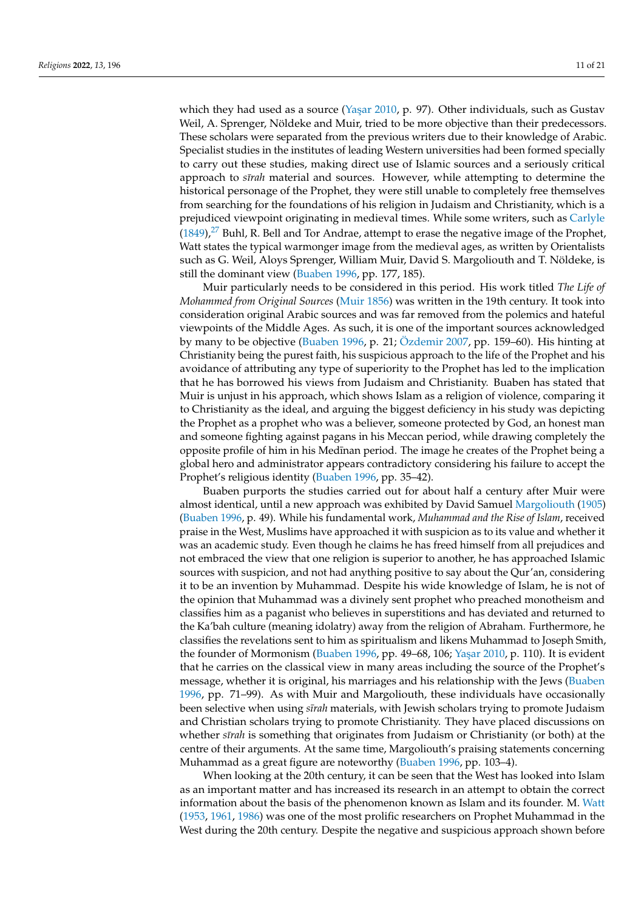which they had used as a source (Yaşar 2010, p. 97). Other individuals, such as Gustav Weil, A. Sprenger, Nöldeke and Muir, tried to be more objective than their predecessors. These scholars were separated from the previous writers due to their knowledge of Arabic. Specialist studies in the institutes of leading Western universities had been formed specially to carry out these studies, making direct use of Islamic sources and a seriously critical approach to *sīrah* material and sources. However, while attempting to determine the historical personage of the Prophet, they were still unable to completely free themselves from searching for the foundations of his religion in Judaism and Christianity, which is a prejudiced viewpoint originating in medieval times. While some writers, such as Carlyle (1849),[27] Buhl, R. Bell and Tor Andrae, attempt to erase the negative image of the Prophet, Watt states the typical warmonger image from the medieval ages, as written by Orientalists such as G. Weil, Aloys Sprenger, William Muir, David S. Margoliouth and T. Nöldeke, is still the dominant view (Buaben 1996, pp. 177, 185).

Muir particularly needs to be considered in this period. His work titled *The Life of Mohammed from Original Sources* (Muir 1856) was written in the 19th century. It took into consideration original Arabic sources and was far removed from the polemics and hateful viewpoints of the Middle Ages. As such, it is one of the important sources acknowledged by many to be objective (Buaben 1996, p. 21; Özdemir 2007, pp. 159–60). His hinting at Christianity being the purest faith, his suspicious approach to the life of the Prophet and his avoidance of attributing any type of superiority to the Prophet has led to the implication that he has borrowed his views from Judaism and Christianity. Buaben has stated that Muir is unjust in his approach, which shows Islam as a religion of violence, comparing it to Christianity as the ideal, and arguing the biggest deficiency in his study was depicting the Prophet as a prophet who was a believer, someone protected by God, an honest man and someone fighting against pagans in his Meccan period, while drawing completely the opposite profile of him in his Medīnan period. The image he creates of the Prophet being a global hero and administrator appears contradictory considering his failure to accept the Prophet's religious identity (Buaben 1996, pp. 35–42).

Buaben purports the studies carried out for about half a century after Muir were almost identical, until a new approach was exhibited by David Samuel Margoliouth (1905) (Buaben 1996, p. 49). While his fundamental work, *Muhammad and the Rise of Islam*, received praise in the West, Muslims have approached it with suspicion as to its value and whether it was an academic study. Even though he claims he has freed himself from all prejudices and not embraced the view that one religion is superior to another, he has approached Islamic sources with suspicion, and not had anything positive to say about the Qur'an, considering it to be an invention by Muhammad. Despite his wide knowledge of Islam, he is not of the opinion that Muhammad was a divinely sent prophet who preached monotheism and classifies him as a paganist who believes in superstitions and has deviated and returned to the Ka'bah culture (meaning idolatry) away from the religion of Abraham. Furthermore, he classifies the revelations sent to him as spiritualism and likens Muhammad to Joseph Smith, the founder of Mormonism (Buaben 1996, pp. 49–68, 106; Yaşar 2010, p. 110). It is evident that he carries on the classical view in many areas including the source of the Prophet's message, whether it is original, his marriages and his relationship with the Jews (Buaben 1996, pp. 71–99). As with Muir and Margoliouth, these individuals have occasionally been selective when using *sīrah* materials, with Jewish scholars trying to promote Judaism and Christian scholars trying to promote Christianity. They have placed discussions on whether *sīrah* is something that originates from Judaism or Christianity (or both) at the centre of their arguments. At the same time, Margoliouth's praising statements concerning Muhammad as a great figure are noteworthy (Buaben 1996, pp. 103–4).

When looking at the 20th century, it can be seen that the West has looked into Islam as an important matter and has increased its research in an attempt to obtain the correct information about the basis of the phenomenon known as Islam and its founder. M. Watt (1953, 1961, 1986) was one of the most prolific researchers on Prophet Muhammad in the West during the 20th century. Despite the negative and suspicious approach shown before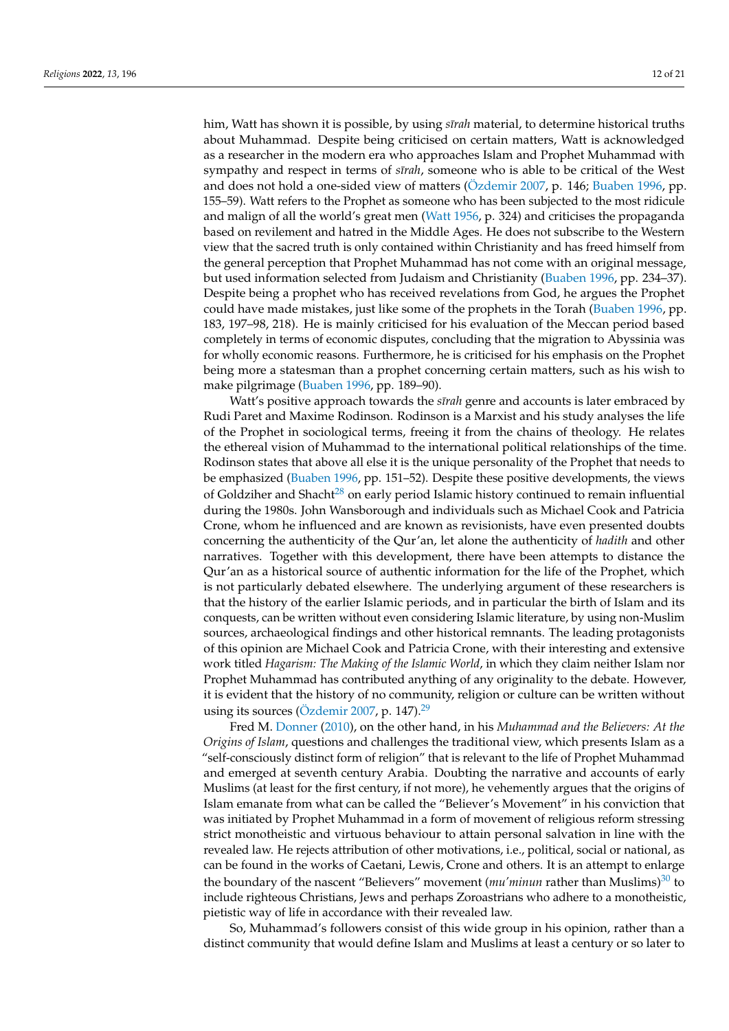him, Watt has shown it is possible, by using *sīrah* material, to determine historical truths about Muhammad. Despite being criticised on certain matters, Watt is acknowledged as a researcher in the modern era who approaches Islam and Prophet Muhammad with sympathy and respect in terms of *sīrah*, someone who is able to be critical of the West and does not hold a one-sided view of matters (Özdemir 2007, p. 146; Buaben 1996, pp. 155–59). Watt refers to the Prophet as someone who has been subjected to the most ridicule and malign of all the world's great men (Watt 1956, p. 324) and criticises the propaganda based on revilement and hatred in the Middle Ages. He does not subscribe to the Western view that the sacred truth is only contained within Christianity and has freed himself from the general perception that Prophet Muhammad has not come with an original message, but used information selected from Judaism and Christianity (Buaben 1996, pp. 234–37). Despite being a prophet who has received revelations from God, he argues the Prophet could have made mistakes, just like some of the prophets in the Torah (Buaben 1996, pp. 183, 197–98, 218). He is mainly criticised for his evaluation of the Meccan period based completely in terms of economic disputes, concluding that the migration to Abyssinia was for wholly economic reasons. Furthermore, he is criticised for his emphasis on the Prophet being more a statesman than a prophet concerning certain matters, such as his wish to make pilgrimage (Buaben 1996, pp. 189–90).

Watt's positive approach towards the *sīrah* genre and accounts is later embraced by Rudi Paret and Maxime Rodinson. Rodinson is a Marxist and his study analyses the life of the Prophet in sociological terms, freeing it from the chains of theology. He relates the ethereal vision of Muhammad to the international political relationships of the time. Rodinson states that above all else it is the unique personality of the Prophet that needs to be emphasized (Buaben 1996, pp. 151–52). Despite these positive developments, the views of Goldziher and Shacht[28] on early period Islamic history continued to remain influential during the 1980s. John Wansborough and individuals such as Michael Cook and Patricia Crone, whom he influenced and are known as revisionists, have even presented doubts concerning the authenticity of the Qur'an, let alone the authenticity of *hadith* and other narratives. Together with this development, there have been attempts to distance the Qur'an as a historical source of authentic information for the life of the Prophet, which is not particularly debated elsewhere. The underlying argument of these researchers is that the history of the earlier Islamic periods, and in particular the birth of Islam and its conquests, can be written without even considering Islamic literature, by using non-Muslim sources, archaeological findings and other historical remnants. The leading protagonists of this opinion are Michael Cook and Patricia Crone, with their interesting and extensive work titled *Hagarism: The Making of the Islamic World*, in which they claim neither Islam nor Prophet Muhammad has contributed anything of any originality to the debate. However, it is evident that the history of no community, religion or culture can be written without using its sources (Özdemir 2007, p. 147).[29]

Fred M. Donner (2010), on the other hand, in his *Muhammad and the Believers: At the Origins of Islam*, questions and challenges the traditional view, which presents Islam as a "self-consciously distinct form of religion" that is relevant to the life of Prophet Muhammad and emerged at seventh century Arabia. Doubting the narrative and accounts of early Muslims (at least for the first century, if not more), he vehemently argues that the origins of Islam emanate from what can be called the "Believer's Movement" in his conviction that was initiated by Prophet Muhammad in a form of movement of religious reform stressing strict monotheistic and virtuous behaviour to attain personal salvation in line with the revealed law. He rejects attribution of other motivations, i.e., political, social or national, as can be found in the works of Caetani, Lewis, Crone and others. It is an attempt to enlarge the boundary of the nascent "Believers" movement (*mu'minun* rather than Muslims)[30] to include righteous Christians, Jews and perhaps Zoroastrians who adhere to a monotheistic, pietistic way of life in accordance with their revealed law.

So, Muhammad's followers consist of this wide group in his opinion, rather than a distinct community that would define Islam and Muslims at least a century or so later to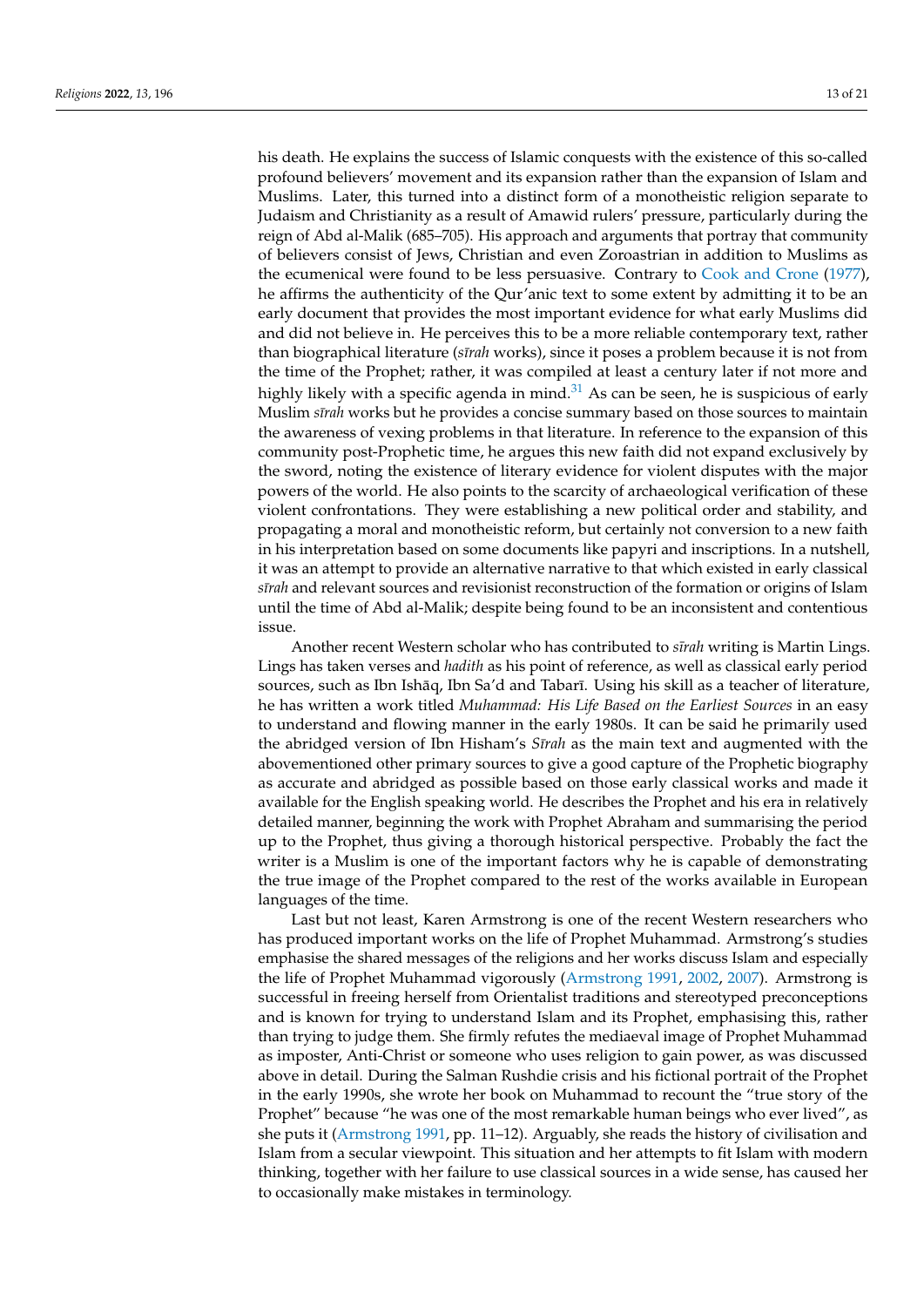his death. He explains the success of Islamic conquests with the existence of this so-called profound believers' movement and its expansion rather than the expansion of Islam and Muslims. Later, this turned into a distinct form of a monotheistic religion separate to Judaism and Christianity as a result of Amawid rulers' pressure, particularly during the reign of Abd al-Malik (685–705). His approach and arguments that portray that community of believers consist of Jews, Christian and even Zoroastrian in addition to Muslims as the ecumenical were found to be less persuasive. Contrary to Cook and Crone (1977), he affirms the authenticity of the Qur'anic text to some extent by admitting it to be an early document that provides the most important evidence for what early Muslims did and did not believe in. He perceives this to be a more reliable contemporary text, rather than biographical literature (*sīrah* works), since it poses a problem because it is not from the time of the Prophet; rather, it was compiled at least a century later if not more and highly likely with a specific agenda in mind.[31] As can be seen, he is suspicious of early Muslim *sīrah* works but he provides a concise summary based on those sources to maintain the awareness of vexing problems in that literature. In reference to the expansion of this community post-Prophetic time, he argues this new faith did not expand exclusively by the sword, noting the existence of literary evidence for violent disputes with the major powers of the world. He also points to the scarcity of archaeological verification of these violent confrontations. They were establishing a new political order and stability, and propagating a moral and monotheistic reform, but certainly not conversion to a new faith in his interpretation based on some documents like papyri and inscriptions. In a nutshell, it was an attempt to provide an alternative narrative to that which existed in early classical *sīrah* and relevant sources and revisionist reconstruction of the formation or origins of Islam until the time of Abd al-Malik; despite being found to be an inconsistent and contentious issue.

Another recent Western scholar who has contributed to *sīrah* writing is Martin Lings. Lings has taken verses and *hadith* as his point of reference, as well as classical early period sources, such as Ibn Ishāq, Ibn Sa'd and Tabarī. Using his skill as a teacher of literature, he has written a work titled *Muhammad: His Life Based on the Earliest Sources* in an easy to understand and flowing manner in the early 1980s. It can be said he primarily used the abridged version of Ibn Hisham's *Sīrah* as the main text and augmented with the abovementioned other primary sources to give a good capture of the Prophetic biography as accurate and abridged as possible based on those early classical works and made it available for the English speaking world. He describes the Prophet and his era in relatively detailed manner, beginning the work with Prophet Abraham and summarising the period up to the Prophet, thus giving a thorough historical perspective. Probably the fact the writer is a Muslim is one of the important factors why he is capable of demonstrating the true image of the Prophet compared to the rest of the works available in European languages of the time.

Last but not least, Karen Armstrong is one of the recent Western researchers who has produced important works on the life of Prophet Muhammad. Armstrong's studies emphasise the shared messages of the religions and her works discuss Islam and especially the life of Prophet Muhammad vigorously (Armstrong 1991, 2002, 2007). Armstrong is successful in freeing herself from Orientalist traditions and stereotyped preconceptions and is known for trying to understand Islam and its Prophet, emphasising this, rather than trying to judge them. She firmly refutes the mediaeval image of Prophet Muhammad as imposter, Anti-Christ or someone who uses religion to gain power, as was discussed above in detail. During the Salman Rushdie crisis and his fictional portrait of the Prophet in the early 1990s, she wrote her book on Muhammad to recount the "true story of the Prophet" because "he was one of the most remarkable human beings who ever lived", as she puts it (Armstrong 1991, pp. 11–12). Arguably, she reads the history of civilisation and Islam from a secular viewpoint. This situation and her attempts to fit Islam with modern thinking, together with her failure to use classical sources in a wide sense, has caused her to occasionally make mistakes in terminology.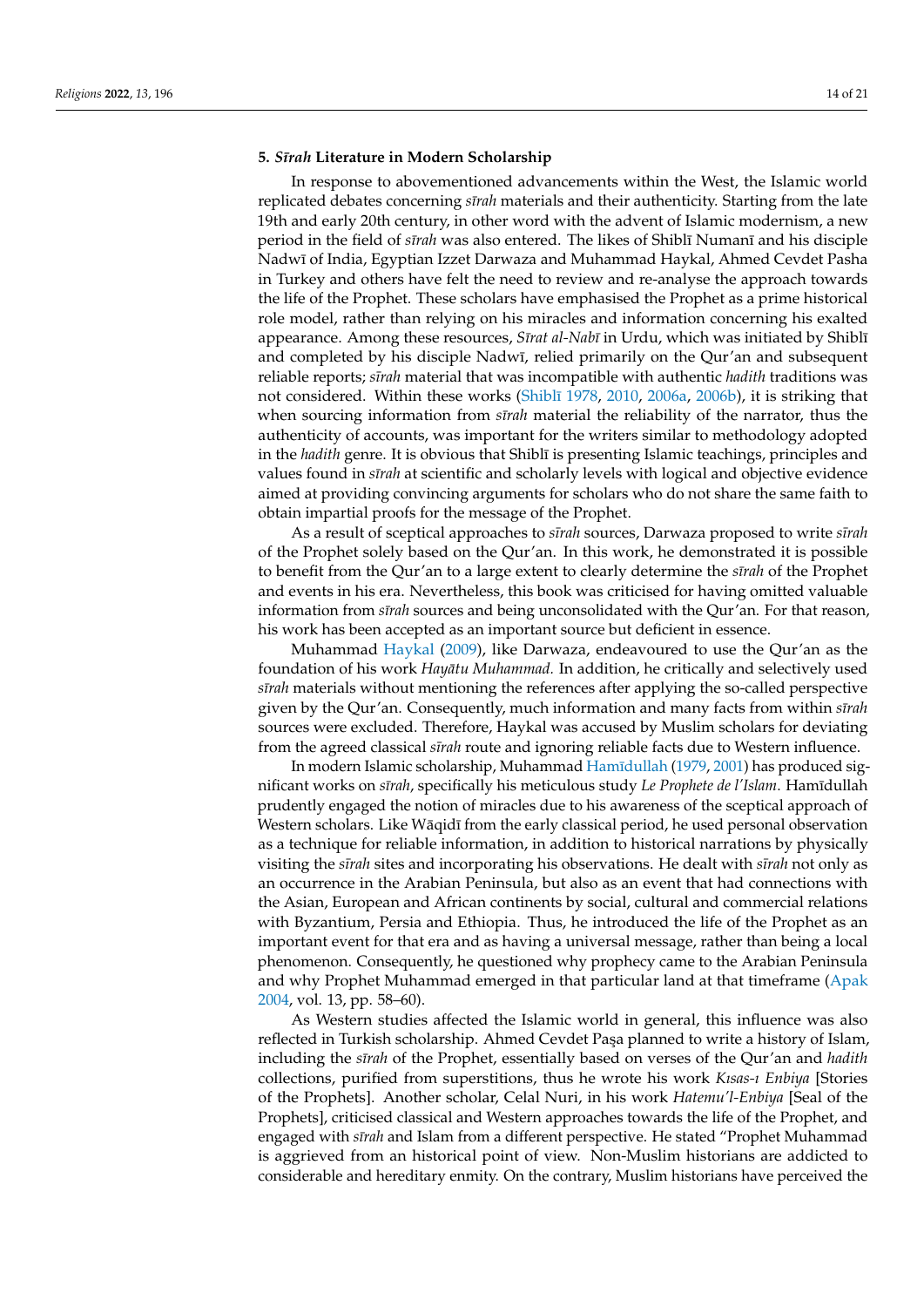## 5. *Sīrah* Literature in Modern Scholarship

In response to abovementioned advancements within the West, the Islamic world replicated debates concerning *sīrah* materials and their authenticity. Starting from the late 19th and early 20th century, in other word with the advent of Islamic modernism, a new period in the field of *sīrah* was also entered. The likes of Shiblī Numanī and his disciple Nadwī of India, Egyptian Izzet Darwaza and Muhammad Haykal, Ahmed Cevdet Pasha in Turkey and others have felt the need to review and re-analyse the approach towards the life of the Prophet. These scholars have emphasised the Prophet as a prime historical role model, rather than relying on his miracles and information concerning his exalted appearance. Among these resources, *Sīrat al-Nabī* in Urdu, which was initiated by Shiblī and completed by his disciple Nadwī, relied primarily on the Qur'an and subsequent reliable reports; *sīrah* material that was incompatible with authentic *hadith* traditions was not considered. Within these works (Shiblī 1978, 2010, 2006a, 2006b), it is striking that when sourcing information from *sīrah* material the reliability of the narrator, thus the authenticity of accounts, was important for the writers similar to methodology adopted in the *hadith* genre. It is obvious that Shiblī is presenting Islamic teachings, principles and values found in *sīrah* at scientific and scholarly levels with logical and objective evidence aimed at providing convincing arguments for scholars who do not share the same faith to obtain impartial proofs for the message of the Prophet.

As a result of sceptical approaches to *sīrah* sources, Darwaza proposed to write *sīrah* of the Prophet solely based on the Qur'an. In this work, he demonstrated it is possible to benefit from the Qur'an to a large extent to clearly determine the *sīrah* of the Prophet and events in his era. Nevertheless, this book was criticised for having omitted valuable information from *sīrah* sources and being unconsolidated with the Qur'an. For that reason, his work has been accepted as an important source but deficient in essence.

Muhammad Haykal (2009), like Darwaza, endeavoured to use the Qur'an as the foundation of his work *Hayātu Muhammad*. In addition, he critically and selectively used *sīrah* materials without mentioning the references after applying the so-called perspective given by the Qur'an. Consequently, much information and many facts from within *sīrah* sources were excluded. Therefore, Haykal was accused by Muslim scholars for deviating from the agreed classical *sīrah* route and ignoring reliable facts due to Western influence.

In modern Islamic scholarship, Muhammad Hamīdullah (1979, 2001) has produced significant works on *sīrah*, specifically his meticulous study *Le Prophete de l'Islam*. Hamīdullah prudently engaged the notion of miracles due to his awareness of the sceptical approach of Western scholars. Like Wāqidī from the early classical period, he used personal observation as a technique for reliable information, in addition to historical narrations by physically visiting the *sīrah* sites and incorporating his observations. He dealt with *sīrah* not only as an occurrence in the Arabian Peninsula, but also as an event that had connections with the Asian, European and African continents by social, cultural and commercial relations with Byzantium, Persia and Ethiopia. Thus, he introduced the life of the Prophet as an important event for that era and as having a universal message, rather than being a local phenomenon. Consequently, he questioned why prophecy came to the Arabian Peninsula and why Prophet Muhammad emerged in that particular land at that timeframe (Apak 2004, vol. 13, pp. 58–60).

As Western studies affected the Islamic world in general, this influence was also reflected in Turkish scholarship. Ahmed Cevdet Paşa planned to write a history of Islam, including the *sīrah* of the Prophet, essentially based on verses of the Qur'an and *hadith* collections, purified from superstitions, thus he wrote his work *Kısas-ı Enbiya* [Stories of the Prophets]. Another scholar, Celal Nuri, in his work *Hatemu'l-Enbiya* [Seal of the Prophets], criticised classical and Western approaches towards the life of the Prophet, and engaged with *sīrah* and Islam from a different perspective. He stated "Prophet Muhammad is aggrieved from an historical point of view. Non-Muslim historians are addicted to considerable and hereditary enmity. On the contrary, Muslim historians have perceived the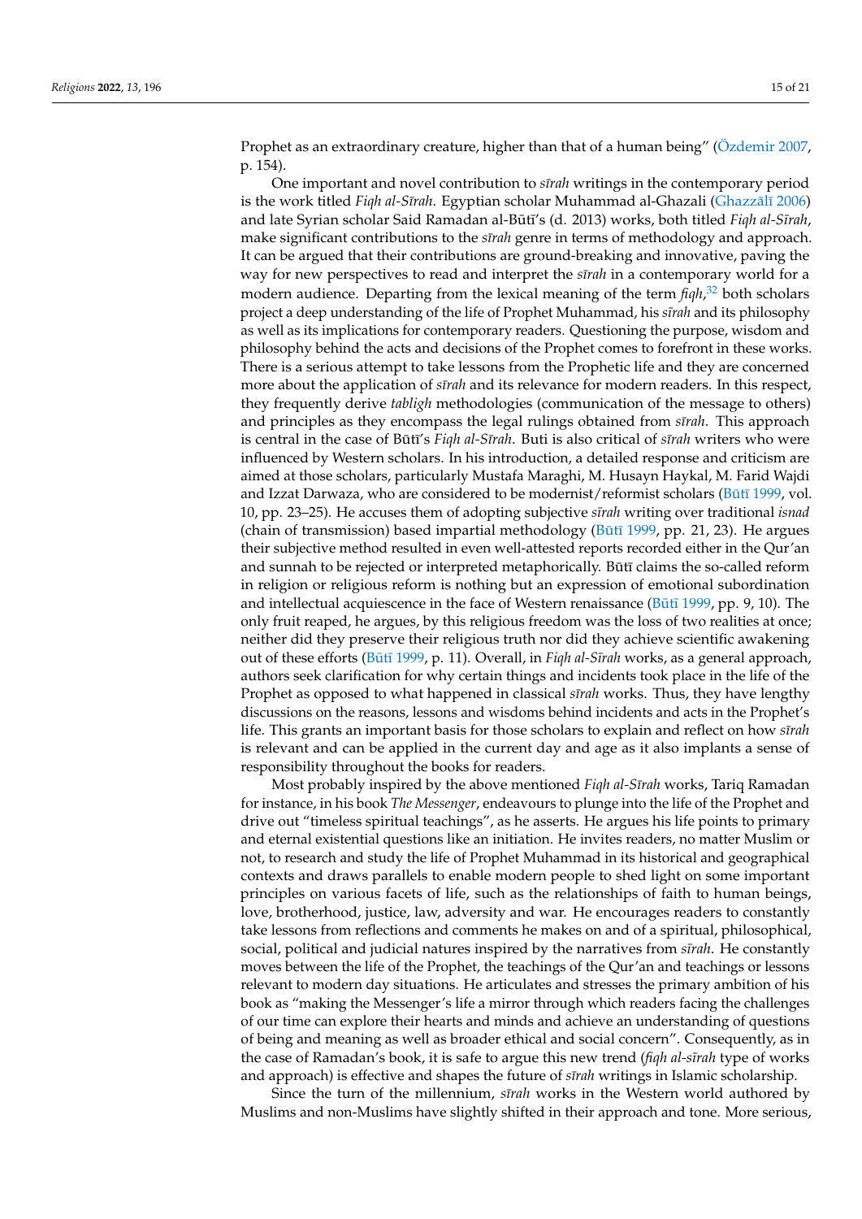Prophet as an extraordinary creature, higher than that of a human being" (Özdemir 2007, p. 154).

One important and novel contribution to *sīrah* writings in the contemporary period is the work titled *Fiqh al-Sīrah*. Egyptian scholar Muhammad al-Ghazali (Ghazzālī 2006) and late Syrian scholar Said Ramadan al-Būtī's (d. 2013) works, both titled *Fiqh al-Sīrah*, make significant contributions to the *sīrah* genre in terms of methodology and approach. It can be argued that their contributions are ground-breaking and innovative, paving the way for new perspectives to read and interpret the *sīrah* in a contemporary world for a modern audience. Departing from the lexical meaning of the term *fiqh*,[32] both scholars project a deep understanding of the life of Prophet Muhammad, his *sīrah* and its philosophy as well as its implications for contemporary readers. Questioning the purpose, wisdom and philosophy behind the acts and decisions of the Prophet comes to forefront in these works. There is a serious attempt to take lessons from the Prophetic life and they are concerned more about the application of *sīrah* and its relevance for modern readers. In this respect, they frequently derive *tabligh* methodologies (communication of the message to others) and principles as they encompass the legal rulings obtained from *sīrah*. This approach is central in the case of Būtī's *Fiqh al-Sīrah*. Buti is also critical of *sīrah* writers who were influenced by Western scholars. In his introduction, a detailed response and criticism are aimed at those scholars, particularly Mustafa Maraghi, M. Husayn Haykal, M. Farid Wajdi and Izzat Darwaza, who are considered to be modernist/reformist scholars (Būtī 1999, vol. 10, pp. 23–25). He accuses them of adopting subjective *sīrah* writing over traditional *isnad* (chain of transmission) based impartial methodology (Būtī 1999, pp. 21, 23). He argues their subjective method resulted in even well-attested reports recorded either in the Qur'an and sunnah to be rejected or interpreted metaphorically. Būtī claims the so-called reform in religion or religious reform is nothing but an expression of emotional subordination and intellectual acquiescence in the face of Western renaissance (Būtī 1999, pp. 9, 10). The only fruit reaped, he argues, by this religious freedom was the loss of two realities at once; neither did they preserve their religious truth nor did they achieve scientific awakening out of these efforts (Būtī 1999, p. 11). Overall, in *Fiqh al-Sīrah* works, as a general approach, authors seek clarification for why certain things and incidents took place in the life of the Prophet as opposed to what happened in classical *sīrah* works. Thus, they have lengthy discussions on the reasons, lessons and wisdoms behind incidents and acts in the Prophet's life. This grants an important basis for those scholars to explain and reflect on how *sīrah* is relevant and can be applied in the current day and age as it also implants a sense of responsibility throughout the books for readers.

Most probably inspired by the above mentioned *Fiqh al-Sīrah* works, Tariq Ramadan for instance, in his book *The Messenger*, endeavours to plunge into the life of the Prophet and drive out "timeless spiritual teachings", as he asserts. He argues his life points to primary and eternal existential questions like an initiation. He invites readers, no matter Muslim or not, to research and study the life of Prophet Muhammad in its historical and geographical contexts and draws parallels to enable modern people to shed light on some important principles on various facets of life, such as the relationships of faith to human beings, love, brotherhood, justice, law, adversity and war. He encourages readers to constantly take lessons from reflections and comments he makes on and of a spiritual, philosophical, social, political and judicial natures inspired by the narratives from *sīrah*. He constantly moves between the life of the Prophet, the teachings of the Qur'an and teachings or lessons relevant to modern day situations. He articulates and stresses the primary ambition of his book as "making the Messenger's life a mirror through which readers facing the challenges of our time can explore their hearts and minds and achieve an understanding of questions of being and meaning as well as broader ethical and social concern". Consequently, as in the case of Ramadan's book, it is safe to argue this new trend (*fiqh al-sīrah* type of works and approach) is effective and shapes the future of *sīrah* writings in Islamic scholarship.

Since the turn of the millennium, *sīrah* works in the Western world authored by Muslims and non-Muslims have slightly shifted in their approach and tone. More serious,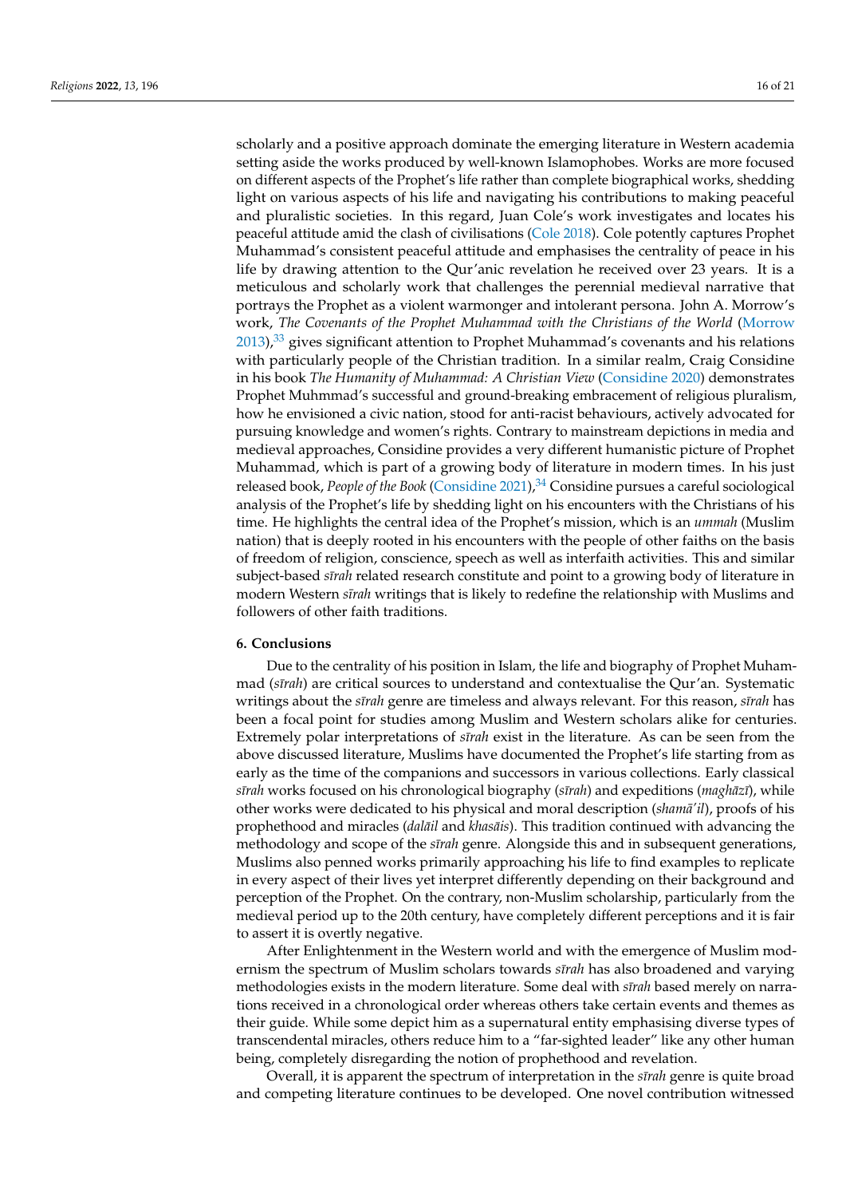scholarly and a positive approach dominate the emerging literature in Western academia setting aside the works produced by well-known Islamophobes. Works are more focused on different aspects of the Prophet's life rather than complete biographical works, shedding light on various aspects of his life and navigating his contributions to making peaceful and pluralistic societies. In this regard, Juan Cole's work investigates and locates his peaceful attitude amid the clash of civilisations (Cole 2018). Cole potently captures Prophet Muhammad's consistent peaceful attitude and emphasises the centrality of peace in his life by drawing attention to the Qur'anic revelation he received over 23 years. It is a meticulous and scholarly work that challenges the perennial medieval narrative that portrays the Prophet as a violent warmonger and intolerant persona. John A. Morrow's work, *The Covenants of the Prophet Muhammad with the Christians of the World* (Morrow 2013),[33] gives significant attention to Prophet Muhammad's covenants and his relations with particularly people of the Christian tradition. In a similar realm, Craig Considine in his book *The Humanity of Muhammad: A Christian View* (Considine 2020) demonstrates Prophet Muhmmad's successful and ground-breaking embracement of religious pluralism, how he envisioned a civic nation, stood for anti-racist behaviours, actively advocated for pursuing knowledge and women's rights. Contrary to mainstream depictions in media and medieval approaches, Considine provides a very different humanistic picture of Prophet Muhammad, which is part of a growing body of literature in modern times. In his just released book, *People of the Book* (Considine 2021),[34] Considine pursues a careful sociological analysis of the Prophet's life by shedding light on his encounters with the Christians of his time. He highlights the central idea of the Prophet's mission, which is an *ummah* (Muslim nation) that is deeply rooted in his encounters with the people of other faiths on the basis of freedom of religion, conscience, speech as well as interfaith activities. This and similar subject-based *sīrah* related research constitute and point to a growing body of literature in modern Western *sīrah* writings that is likely to redefine the relationship with Muslims and followers of other faith traditions.

## 6. Conclusions

Due to the centrality of his position in Islam, the life and biography of Prophet Muhammad (*sīrah*) are critical sources to understand and contextualise the Qur'an. Systematic writings about the *sīrah* genre are timeless and always relevant. For this reason, *sīrah* has been a focal point for studies among Muslim and Western scholars alike for centuries. Extremely polar interpretations of *sīrah* exist in the literature. As can be seen from the above discussed literature, Muslims have documented the Prophet's life starting from as early as the time of the companions and successors in various collections. Early classical *sīrah* works focused on his chronological biography (*sīrah*) and expeditions (*maghāzī*), while other works were dedicated to his physical and moral description (*shamā'il*), proofs of his prophethood and miracles (*dalāil* and *khasāis*). This tradition continued with advancing the methodology and scope of the *sīrah* genre. Alongside this and in subsequent generations, Muslims also penned works primarily approaching his life to find examples to replicate in every aspect of their lives yet interpret differently depending on their background and perception of the Prophet. On the contrary, non-Muslim scholarship, particularly from the medieval period up to the 20th century, have completely different perceptions and it is fair to assert it is overtly negative.

After Enlightenment in the Western world and with the emergence of Muslim modernism the spectrum of Muslim scholars towards *sīrah* has also broadened and varying methodologies exists in the modern literature. Some deal with *sīrah* based merely on narrations received in a chronological order whereas others take certain events and themes as their guide. While some depict him as a supernatural entity emphasising diverse types of transcendental miracles, others reduce him to a "far-sighted leader" like any other human being, completely disregarding the notion of prophethood and revelation.

Overall, it is apparent the spectrum of interpretation in the *sīrah* genre is quite broad and competing literature continues to be developed. One novel contribution witnessed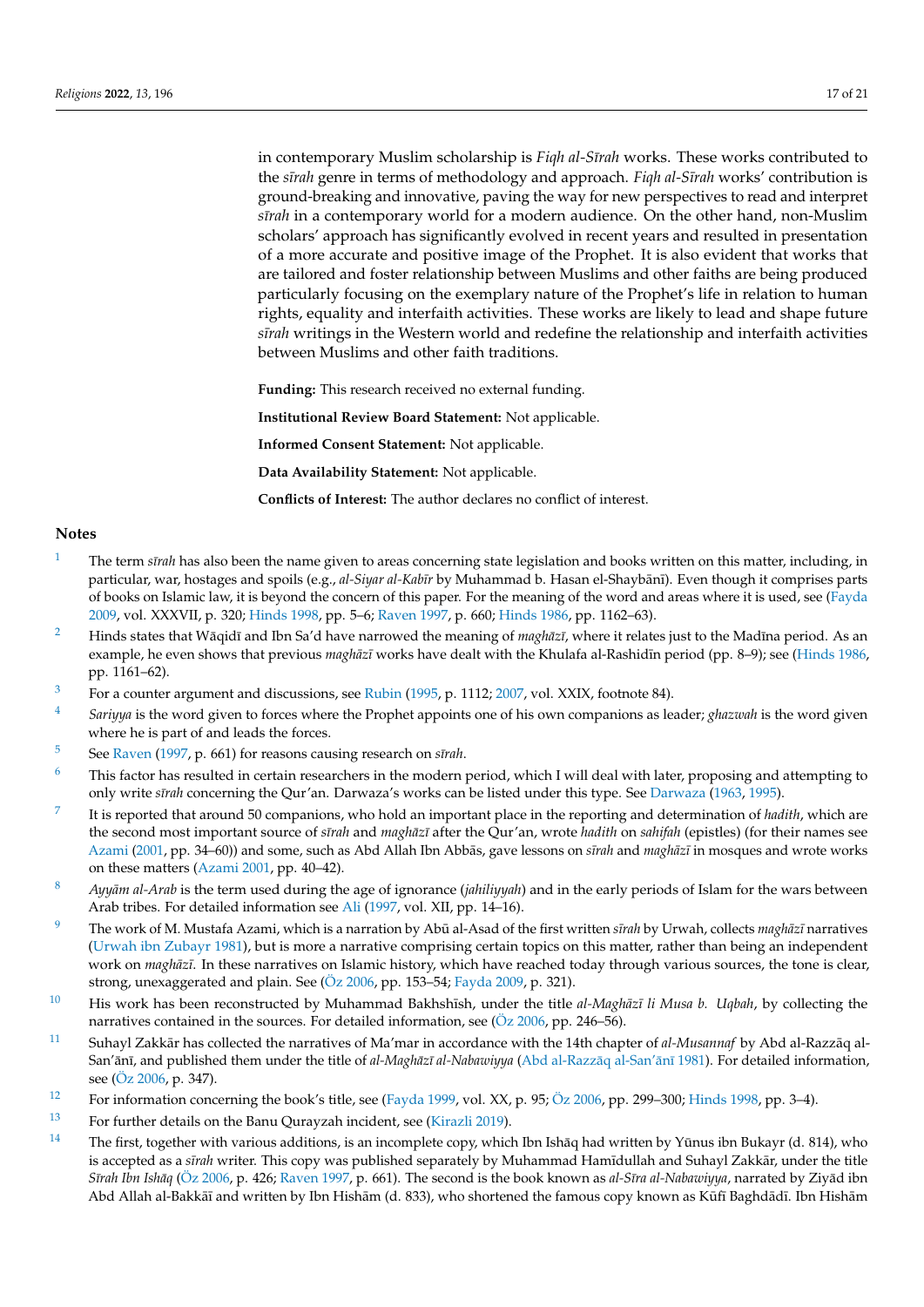in contemporary Muslim scholarship is *Fiqh al-Sīrah* works. These works contributed to the *sīrah* genre in terms of methodology and approach. *Fiqh al-Sīrah* works' contribution is ground-breaking and innovative, paving the way for new perspectives to read and interpret *sīrah* in a contemporary world for a modern audience. On the other hand, non-Muslim scholars' approach has significantly evolved in recent years and resulted in presentation of a more accurate and positive image of the Prophet. It is also evident that works that are tailored and foster relationship between Muslims and other faiths are being produced particularly focusing on the exemplary nature of the Prophet's life in relation to human rights, equality and interfaith activities. These works are likely to lead and shape future *sīrah* writings in the Western world and redefine the relationship and interfaith activities between Muslims and other faith traditions.

**Funding:** This research received no external funding.

**Institutional Review Board Statement:** Not applicable.

**Informed Consent Statement:** Not applicable.

**Data Availability Statement:** Not applicable.

**Conflicts of Interest:** The author declares no conflict of interest.

## Notes

1. The term *sīrah* has also been the name given to areas concerning state legislation and books written on this matter, including, in particular, war, hostages and spoils (e.g., *al-Siyar al-Kabīr* by Muhammad b. Hasan el-Shaybānī). Even though it comprises parts of books on Islamic law, it is beyond the concern of this paper. For the meaning of the word and areas where it is used, see (Fayda 2009, vol. XXXVII, p. 320; Hinds 1998, pp. 5–6; Raven 1997, p. 660; Hinds 1986, pp. 1162–63).
2. Hinds states that Wāqidī and Ibn Sa'd have narrowed the meaning of *maghāzī*, where it relates just to the Madīna period. As an example, he even shows that previous *maghāzī* works have dealt with the Khulafa al-Rashidīn period (pp. 8–9); see (Hinds 1986, pp. 1161–62).
3. For a counter argument and discussions, see Rubin (1995, p. 1112; 2007, vol. XXIX, footnote 84).
4. *Sariyya* is the word given to forces where the Prophet appoints one of his own companions as leader; *ghazwah* is the word given where he is part of and leads the forces.
5. See Raven (1997, p. 661) for reasons causing research on *sīrah*.
6. This factor has resulted in certain researchers in the modern period, which I will deal with later, proposing and attempting to only write *sīrah* concerning the Qur'an. Darwaza's works can be listed under this type. See Darwaza (1963, 1995).
7. It is reported that around 50 companions, who hold an important place in the reporting and determination of *hadith*, which are the second most important source of *sīrah* and *maghāzī* after the Qur'an, wrote *hadith* on *sahifah* (epistles) (for their names see Azami (2001, pp. 34–60)) and some, such as Abd Allah Ibn Abbās, gave lessons on *sīrah* and *maghāzī* in mosques and wrote works on these matters (Azami 2001, pp. 40–42).
8. *Ayyām al-Arab* is the term used during the age of ignorance (*jahiliyyah*) and in the early periods of Islam for the wars between Arab tribes. For detailed information see Ali (1997, vol. XII, pp. 14–16).
9. The work of M. Mustafa Azami, which is a narration by Abū al-Asad of the first written *sīrah* by Urwah, collects *maghāzī* narratives (Urwah ibn Zubayr 1981), but is more a narrative comprising certain topics on this matter, rather than being an independent work on *maghāzī*. In these narratives on Islamic history, which have reached today through various sources, the tone is clear, strong, unexaggerated and plain. See (Öz 2006, pp. 153–54; Fayda 2009, p. 321).
10. His work has been reconstructed by Muhammad Bakhshīsh, under the title *al-Maghāzī li Musa b. Uqbah*, by collecting the narratives contained in the sources. For detailed information, see (Öz 2006, pp. 246–56).
11. Suhayl Zakkār has collected the narratives of Ma'mar in accordance with the 14th chapter of *al-Musannaf* by Abd al-Razzāq al-San'ānī, and published them under the title of *al-Maghāzī al-Nabawiyya* (Abd al-Razzāq al-San'ānī 1981). For detailed information, see (Öz 2006, p. 347).
12. For information concerning the book's title, see (Fayda 1999, vol. XX, p. 95; Öz 2006, pp. 299–300; Hinds 1998, pp. 3–4).
13. For further details on the Banu Qurayzah incident, see (Kirazli 2019).
14. The first, together with various additions, is an incomplete copy, which Ibn Ishāq had written by Yūnus ibn Bukayr (d. 814), who is accepted as a *sīrah* writer. This copy was published separately by Muhammad Hamīdullah and Suhayl Zakkār, under the title *Sīrah Ibn Ishāq* (Öz 2006, p. 426; Raven 1997, p. 661). The second is the book known as *al-Sīra al-Nabawiyya*, narrated by Ziyād ibn Abd Allah al-Bakkāī and written by Ibn Hishām (d. 833), who shortened the famous copy known as Kūfī Baghdādī. Ibn Hishām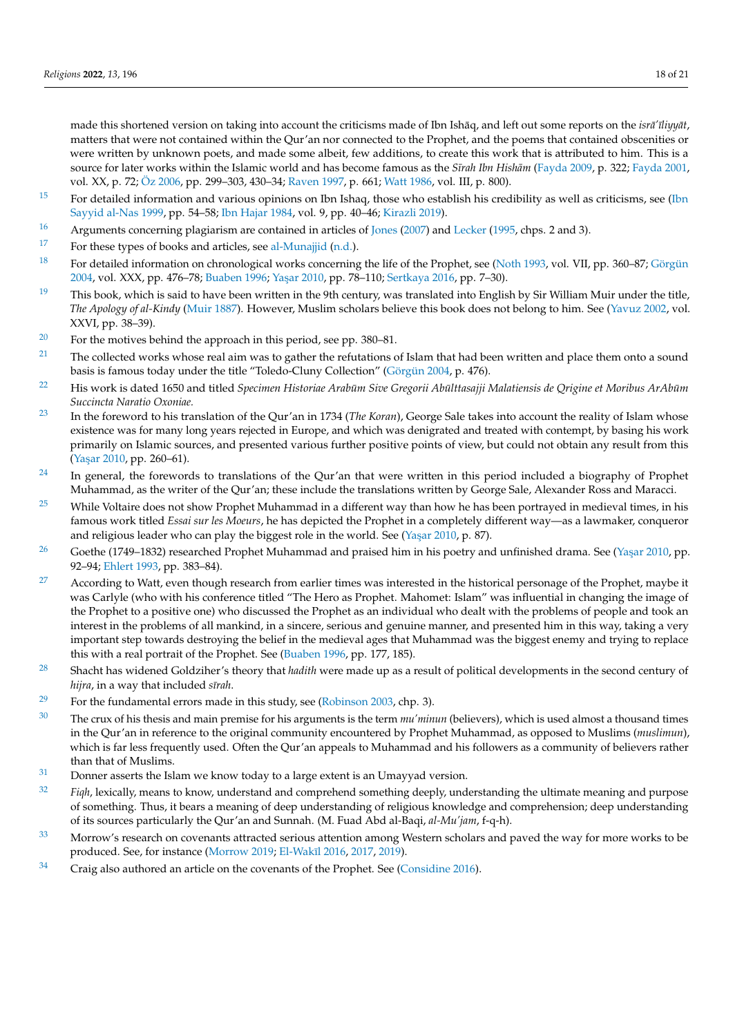made this shortened version on taking into account the criticisms made of Ibn Ishāq, and left out some reports on the *isrā'īliyyāt*, matters that were not contained within the Qur'an nor connected to the Prophet, and the poems that contained obscenities or were written by unknown poets, and made some albeit, few additions, to create this work that is attributed to him. This is a source for later works within the Islamic world and has become famous as the *Sīrah Ibn Hishām* (Fayda 2009, p. 322; Fayda 2001, vol. XX, p. 72; Öz 2006, pp. 299–303, 430–34; Raven 1997, p. 661; Watt 1986, vol. III, p. 800).

15 For detailed information and various opinions on Ibn Ishaq, those who establish his credibility as well as criticisms, see (Ibn Sayyid al-Nas 1999, pp. 54–58; Ibn Hajar 1984, vol. 9, pp. 40–46; Kirazli 2019).

16 Arguments concerning plagiarism are contained in articles of Jones (2007) and Lecker (1995, chps. 2 and 3).

17 For these types of books and articles, see al-Munajjid (n.d.).

18 For detailed information on chronological works concerning the life of the Prophet, see (Noth 1993, vol. VII, pp. 360–87; Görgün 2004, vol. XXX, pp. 476–78; Buaben 1996; Yaşar 2010, pp. 78–110; Sertkaya 2016, pp. 7–30).

19 This book, which is said to have been written in the 9th century, was translated into English by Sir William Muir under the title, *The Apology of al-Kindy* (Muir 1887). However, Muslim scholars believe this book does not belong to him. See (Yavuz 2002, vol. XXVI, pp. 38–39).

20 For the motives behind the approach in this period, see pp. 380–81.

21 The collected works whose real aim was to gather the refutations of Islam that had been written and place them onto a sound basis is famous today under the title "Toledo-Cluny Collection" (Görgün 2004, p. 476).

22 His work is dated 1650 and titled *Specimen Historiae Arabūm Sive Gregorii Abūlttasajji Malatiensis de Qrigine et Moribus ArAbūm Succincta Naratio Oxoniae.*

23 In the foreword to his translation of the Qur'an in 1734 (*The Koran*), George Sale takes into account the reality of Islam whose existence was for many long years rejected in Europe, and which was denigrated and treated with contempt, by basing his work primarily on Islamic sources, and presented various further positive points of view, but could not obtain any result from this (Yaşar 2010, pp. 260–61).

24 In general, the forewords to translations of the Qur'an that were written in this period included a biography of Prophet Muhammad, as the writer of the Qur'an; these include the translations written by George Sale, Alexander Ross and Maracci.

25 While Voltaire does not show Prophet Muhammad in a different way than how he has been portrayed in medieval times, in his famous work titled *Essai sur les Moeurs*, he has depicted the Prophet in a completely different way—as a lawmaker, conqueror and religious leader who can play the biggest role in the world. See (Yaşar 2010, p. 87).

26 Goethe (1749–1832) researched Prophet Muhammad and praised him in his poetry and unfinished drama. See (Yaşar 2010, pp. 92–94; Ehlert 1993, pp. 383–84).

27 According to Watt, even though research from earlier times was interested in the historical personage of the Prophet, maybe it was Carlyle (who with his conference titled "The Hero as Prophet. Mahomet: Islam" was influential in changing the image of the Prophet to a positive one) who discussed the Prophet as an individual who dealt with the problems of people and took an interest in the problems of all mankind, in a sincere, serious and genuine manner, and presented him in this way, taking a very important step towards destroying the belief in the medieval ages that Muhammad was the biggest enemy and trying to replace this with a real portrait of the Prophet. See (Buaben 1996, pp. 177, 185).

28 Shacht has widened Goldziher's theory that *hadith* were made up as a result of political developments in the second century of *hijra*, in a way that included *sīrah*.

29 For the fundamental errors made in this study, see (Robinson 2003, chp. 3).

30 The crux of his thesis and main premise for his arguments is the term *mu'minun* (believers), which is used almost a thousand times in the Qur'an in reference to the original community encountered by Prophet Muhammad, as opposed to Muslims (*muslimun*), which is far less frequently used. Often the Qur'an appeals to Muhammad and his followers as a community of believers rather than that of Muslims.

31 Donner asserts the Islam we know today to a large extent is an Umayyad version.

32 *Fiqh*, lexically, means to know, understand and comprehend something deeply, understanding the ultimate meaning and purpose of something. Thus, it bears a meaning of deep understanding of religious knowledge and comprehension; deep understanding of its sources particularly the Qur'an and Sunnah. (M. Fuad Abd al-Baqi, *al-Mu'jam*, f-q-h).

33 Morrow's research on covenants attracted serious attention among Western scholars and paved the way for more works to be produced. See, for instance (Morrow 2019; El-Wakīl 2016, 2017, 2019).

34 Craig also authored an article on the covenants of the Prophet. See (Considine 2016).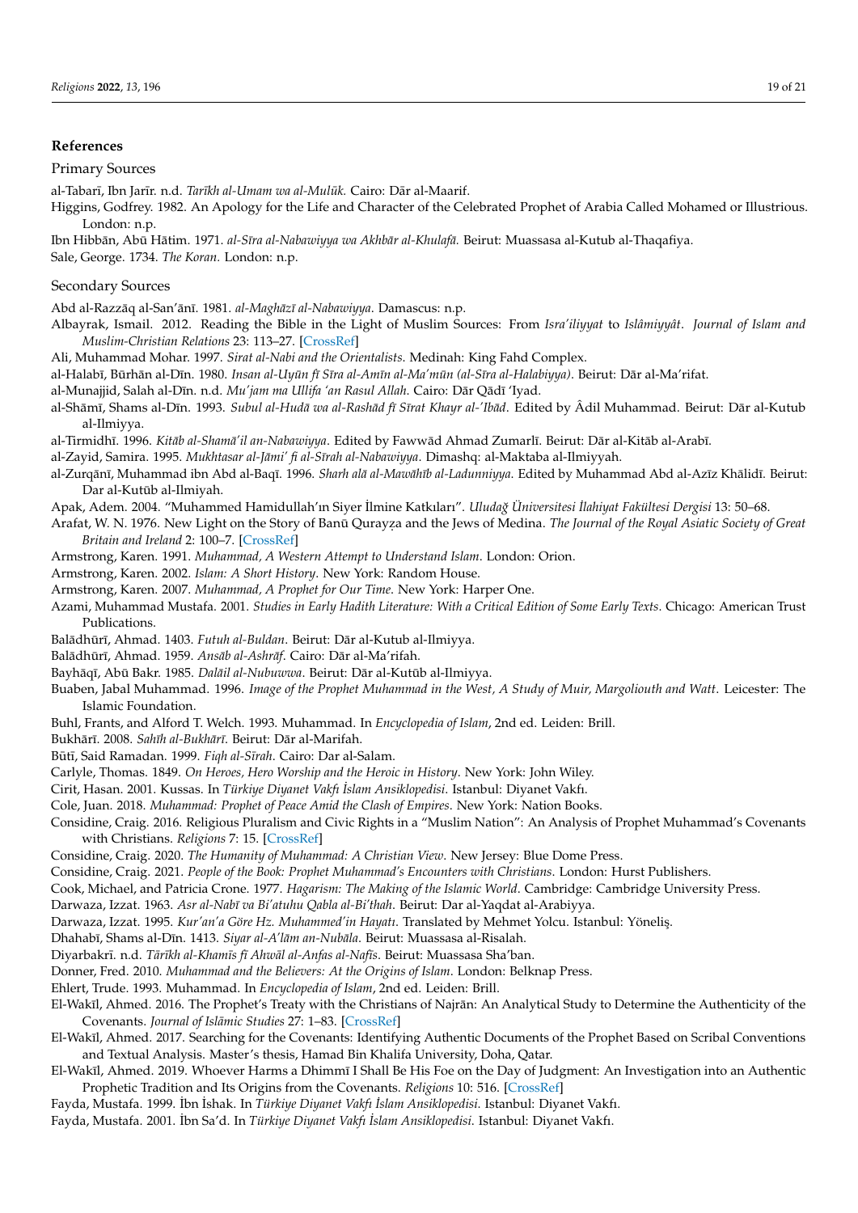## References

### Primary Sources

al-Tabarī, Ibn Jarīr. n.d. *Tarīkh al-Umam wa al-Mulūk.* Cairo: Dār al-Maarif.

Higgins, Godfrey. 1982. An Apology for the Life and Character of the Celebrated Prophet of Arabia Called Mohamed or Illustrious. London: n.p.

Ibn Hibbān, Abū Hātim. 1971. *al-Sīra al-Nabawiyya wa Akhbār al-Khulafā.* Beirut: Muassasa al-Kutub al-Thaqafiya.

Sale, George. 1734. *The Koran.* London: n.p.

### Secondary Sources

Abd al-Razzāq al-San'ānī. 1981. *al-Maghāzī al-Nabawiyya*. Damascus: n.p.

Albayrak, Ismail. 2012. Reading the Bible in the Light of Muslim Sources: From *Isra'iliyyat* to *Islâmiyyât*. *Journal of Islam and Muslim-Christian Relations* 23: 113–27. [CrossRef]

Ali, Muhammad Mohar. 1997. *Sirat al-Nabi and the Orientalists.* Medinah: King Fahd Complex.

al-Halabī, Būrhān al-Dīn. 1980. *Insan al-Uyūn fī Sīra al-Amīn al-Ma'mūn (al-Sīra al-Halabiyya)*. Beirut: Dār al-Ma'rifat.

al-Munajjid, Salah al-Dīn. n.d. *Mu'jam ma Ullifa 'an Rasul Allah.* Cairo: Dār Qādī 'Iyad.

al-Shāmī, Shams al-Dīn. 1993. *Subul al-Hudā wa al-Rashād fī Sīrat Khayr al-'Ibād*. Edited by Âdil Muhammad. Beirut: Dār al-Kutub al-Ilmiyya.

al-Tirmidhī. 1996. *Kitāb al-Shamā'il an-Nabawiyya*. Edited by Fawwād Ahmad Zumarlī. Beirut: Dār al-Kitāb al-Arabī.

al-Zayid, Samira. 1995. *Mukhtasar al-Jāmi' fi al-Sīrah al-Nabawiyya*. Dimashq: al-Maktaba al-Ilmiyyah.

al-Zurqānī, Muhammad ibn Abd al-Baqī. 1996. *Sharh alā al-Mawāhīb al-Ladunniyya.* Edited by Muhammad Abd al-Azīz Khālidī. Beirut: Dar al-Kutūb al-Ilmiyah.

Apak, Adem. 2004. "Muhammed Hamidullah'ın Siyer İlmine Katkıları". *Uludağ Üniversitesi İlahiyat Fakültesi Dergisi* 13: 50–68.

Arafat, W. N. 1976. New Light on the Story of Banū Qurayẓa and the Jews of Medina. *The Journal of the Royal Asiatic Society of Great Britain and Ireland* 2: 100–7. [CrossRef]

Armstrong, Karen. 1991. *Muhammad, A Western Attempt to Understand Islam*. London: Orion.

Armstrong, Karen. 2002. *Islam: A Short History*. New York: Random House.

Armstrong, Karen. 2007. *Muhammad, A Prophet for Our Time.* New York: Harper One.

Azami, Muhammad Mustafa. 2001. *Studies in Early Hadith Literature: With a Critical Edition of Some Early Texts*. Chicago: American Trust Publications.

Balādhūrī, Ahmad. 1403. *Futuh al-Buldan*. Beirut: Dār al-Kutub al-Ilmiyya.

Balādhūrī, Ahmad. 1959. *Ansāb al-Ashrāf*. Cairo: Dār al-Ma'rifah.

Bayhāqī, Abū Bakr. 1985. *Dalāil al-Nubuwwa*. Beirut: Dār al-Kutūb al-Ilmiyya.

Buaben, Jabal Muhammad. 1996. *Image of the Prophet Muhammad in the West, A Study of Muir, Margoliouth and Watt*. Leicester: The Islamic Foundation.

Buhl, Frants, and Alford T. Welch. 1993. Muhammad. In *Encyclopedia of Islam*, 2nd ed. Leiden: Brill.

Bukhārī. 2008. *Sahīh al-Bukhārī*. Beirut: Dār al-Marifah.

Būtī, Said Ramadan. 1999. *Fiqh al-Sīrah*. Cairo: Dar al-Salam.

Carlyle, Thomas. 1849. *On Heroes, Hero Worship and the Heroic in History*. New York: John Wiley.

Cirit, Hasan. 2001. Kussas. In *Türkiye Diyanet Vakfı İslam Ansiklopedisi*. Istanbul: Diyanet Vakfı.

Cole, Juan. 2018. *Muhammad: Prophet of Peace Amid the Clash of Empires*. New York: Nation Books.

Considine, Craig. 2016. Religious Pluralism and Civic Rights in a "Muslim Nation": An Analysis of Prophet Muhammad's Covenants with Christians. *Religions* 7: 15. [CrossRef]

Considine, Craig. 2020. *The Humanity of Muhammad: A Christian View*. New Jersey: Blue Dome Press.

Considine, Craig. 2021. *People of the Book: Prophet Muhammad's Encounters with Christians.* London: Hurst Publishers.

Cook, Michael, and Patricia Crone. 1977. *Hagarism: The Making of the Islamic World*. Cambridge: Cambridge University Press.

Darwaza, Izzat. 1963. *Asr al-Nabī va Bī'atuhu Qabla al-Bi'thah*. Beirut: Dar al-Yaqdat al-Arabiyya.

Darwaza, Izzat. 1995. *Kur'an'a Göre Hz. Muhammed'in Hayatı*. Translated by Mehmet Yolcu. Istanbul: Yöneliş.

Dhahabī, Shams al-Dīn. 1413. *Siyar al-A'lām an-Nubāla*. Beirut: Muassasa al-Risalah.

Diyarbakrī. n.d. *Tārīkh al-Khamīs fī Ahwāl al-Anfas al-Nafīs*. Beirut: Muassasa Sha'ban.

Donner, Fred. 2010. *Muhammad and the Believers: At the Origins of Islam*. London: Belknap Press.

Ehlert, Trude. 1993. Muhammad. In *Encyclopedia of Islam*, 2nd ed. Leiden: Brill.

El-Wakīl, Ahmed. 2016. The Prophet's Treaty with the Christians of Najrān: An Analytical Study to Determine the Authenticity of the Covenants. *Journal of Islāmic Studies* 27: 1–83. [CrossRef]

El-Wakīl, Ahmed. 2017. Searching for the Covenants: Identifying Authentic Documents of the Prophet Based on Scribal Conventions and Textual Analysis. Master's thesis, Hamad Bin Khalifa University, Doha, Qatar.

El-Wakīl, Ahmed. 2019. Whoever Harms a Dhimmī I Shall Be His Foe on the Day of Judgment: An Investigation into an Authentic Prophetic Tradition and Its Origins from the Covenants. *Religions* 10: 516. [CrossRef]

Fayda, Mustafa. 1999. İbn İshak. In *Türkiye Diyanet Vakfı İslam Ansiklopedisi.* Istanbul: Diyanet Vakfı.

Fayda, Mustafa. 2001. İbn Sa'd. In *Türkiye Diyanet Vakfı İslam Ansiklopedisi*. Istanbul: Diyanet Vakfı.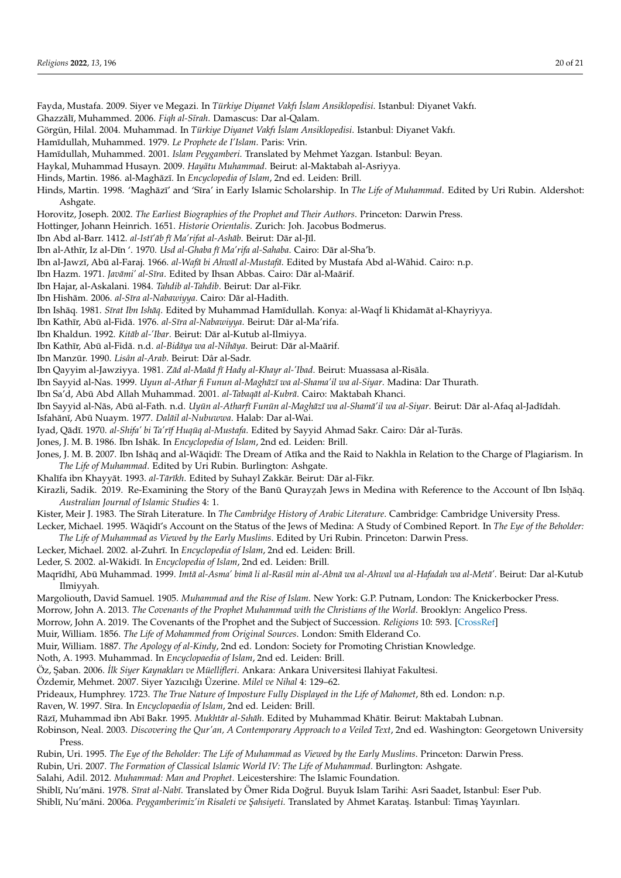Fayda, Mustafa. 2009. Siyer ve Megazi. In *Türkiye Diyanet Vakfı İslam Ansiklopedisi*. Istanbul: Diyanet Vakfı.

Ghazzālī, Muhammed. 2006. *Fiqh al-Sīrah*. Damascus: Dar al-Qalam.

Görgün, Hilal. 2004. Muhammad. In *Türkiye Diyanet Vakfı İslam Ansiklopedisi*. Istanbul: Diyanet Vakfı.

Hamīdullah, Muhammed. 1979. *Le Prophete de I'Islam*. Paris: Vrin.

Hamīdullah, Muhammed. 2001. *Islam Peygamberi*. Translated by Mehmet Yazgan. Istanbul: Beyan.

Haykal, Muhammad Husayn. 2009. *Hayâtu Muhammad*. Beirut: al-Maktabah al-Asriyya.

Hinds, Martin. 1986. al-Maghāzī. In *Encyclopedia of Islam*, 2nd ed. Leiden: Brill.

Hinds, Martin. 1998. 'Maghāzī' and 'Sīra' in Early Islamic Scholarship. In *The Life of Muhammad*. Edited by Uri Rubin. Aldershot: Ashgate.

Horovitz, Joseph. 2002. *The Earliest Biographies of the Prophet and Their Authors*. Princeton: Darwin Press.

Hottinger, Johann Heinrich. 1651. *Historie Orientalis*. Zurich: Joh. Jacobus Bodmerus.

Ibn Abd al-Barr. 1412. *al-Istī'āb fī Ma'rifat al-Ashāb*. Beirut: Dār al-Jīl.

Ibn al-Athīr, Iz al-Dīn '. 1970. *Usd al-Ghaba fī Ma'rifa al-Sahaba*. Cairo: Dār al-Sha'b.

Ibn al-Jawzī, Abū al-Faraj. 1966. *al-Wafā bi Ahwāl al-Mustafā*. Edited by Mustafa Abd al-Wāhid. Cairo: n.p.

Ibn Hazm. 1971. *Javāmi' al-Sīra*. Edited by Ihsan Abbas. Cairo: Dār al-Maārif.

Ibn Hajar, al-Askalani. 1984. *Tahdib al-Tahdib*. Beirut: Dar al-Fikr.

Ibn Hishām. 2006. *al-Sīra al-Nabawiyya*. Cairo: Dār al-Hadith.

Ibn Ishāq. 1981. *Sīrat Ibn Ishāq*. Edited by Muhammad Hamīdullah. Konya: al-Waqf li Khidamāt al-Khayriyya.

Ibn Kathīr, Abū al-Fidā. 1976. *al-Sīra al-Nabawiyya*. Beirut: Dār al-Ma'rifa.

Ibn Khaldun. 1992. *Kitāb al-'Ibar*. Beirut: Dār al-Kutub al-Ilmiyya.

Ibn Kathīr, Abū al-Fidā. n.d. *al-Bidāya wa al-Nihāya*. Beirut: Dār al-Maārif.

Ibn Manzūr. 1990. *Lisân al-Arab*. Beirut: Dâr al-Sadr.

Ibn Qayyim al-Jawziyya. 1981. *Zād al-Maād fī Hady al-Khayr al-'Ibad*. Beirut: Muassasa al-Risāla.

Ibn Sayyid al-Nas. 1999. *Uyun al-Athar fi Funun al-Maghāzī wa al-Shama'il wa al-Siyar*. Madina: Dar Thurath.

Ibn Sa'd, Abū Abd Allah Muhammad. 2001. *al-Tabaqāt al-Kubrā*. Cairo: Maktabah Khanci.

Ibn Sayyid al-Nās, Abū al-Fath. n.d. *Uyūn al-Atharfī Funūn al-Maghāzī wa al-Shamā'il wa al-Siyar*. Beirut: Dār al-Afaq al-Jadīdah.

Isfahānī, Abū Nuaym. 1977. *Dalāil al-Nubuwwa*. Halab: Dar al-Wai.

Iyad, Qādī. 1970. *al-Shifa' bi Ta'rīf Huqūq al-Mustafa*. Edited by Sayyid Ahmad Sakr. Cairo: Dâr al-Turās.

Jones, J. M. B. 1986. Ibn Ishāk. In *Encyclopedia of Islam*, 2nd ed. Leiden: Brill.

Jones, J. M. B. 2007. Ibn Ishāq and al-Wāqidī: The Dream of Atīka and the Raid to Nakhla in Relation to the Charge of Plagiarism. In *The Life of Muhammad*. Edited by Uri Rubin. Burlington: Ashgate.

Khalīfa ibn Khayyāt. 1993. *al-Tārīkh*. Edited by Suhayl Zakkār. Beirut: Dār al-Fikr.

Kirazli, Sadik. 2019. Re-Examining the Story of the Banū Qurayẓah Jews in Medina with Reference to the Account of Ibn Isḥāq. *Australian Journal of Islamic Studies* 4: 1.

Kister, Meir J. 1983. The Sīrah Literature. In *The Cambridge History of Arabic Literature*. Cambridge: Cambridge University Press.

Lecker, Michael. 1995. Wāqidī's Account on the Status of the Jews of Medina: A Study of Combined Report. In *The Eye of the Beholder: The Life of Muhammad as Viewed by the Early Muslims*. Edited by Uri Rubin. Princeton: Darwin Press.

Lecker, Michael. 2002. al-Zuhrī. In *Encyclopedia of Islam*, 2nd ed. Leiden: Brill.

Leder, S. 2002. al-Wākidī. In *Encyclopedia of Islam*, 2nd ed. Leiden: Brill.

Maqrīdhī, Abū Muhammad. 1999. *Imtā al-Asma' bimā li al-Rasūl min al-Abnā wa al-Ahwal wa al-Hafadah wa al-Metā'*. Beirut: Dar al-Kutub Ilmiyyah.

Margoliouth, David Samuel. 1905. *Muhammad and the Rise of Islam*. New York: G.P. Putnam, London: The Knickerbocker Press.

Morrow, John A. 2013. *The Covenants of the Prophet Muhammad with the Christians of the World*. Brooklyn: Angelico Press.

Morrow, John A. 2019. The Covenants of the Prophet and the Subject of Succession. *Religions* 10: 593. [CrossRef]

Muir, William. 1856. *The Life of Mohammed from Original Sources*. London: Smith Elderand Co.

Muir, William. 1887. *The Apology of al-Kindy*, 2nd ed. London: Society for Promoting Christian Knowledge.

Noth, A. 1993. Muhammad. In *Encyclopaedia of Islam*, 2nd ed. Leiden: Brill.

Öz, Şaban. 2006. *İlk Siyer Kaynakları ve Müellifleri*. Ankara: Ankara Universitesi Ilahiyat Fakultesi.

Özdemir, Mehmet. 2007. Siyer Yazıcılığı Üzerine. *Milel ve Nihal* 4: 129–62.

Prideaux, Humphrey. 1723. *The True Nature of Imposture Fully Displayed in the Life of Mahomet*, 8th ed. London: n.p.

Raven, W. 1997. Sīra. In *Encyclopaedia of Islam*, 2nd ed. Leiden: Brill.

Rāzī, Muhammad ibn Abī Bakr. 1995. *Mukhtār al-Sıhāh*. Edited by Muhammad Khātir. Beirut: Maktabah Lubnan.

Robinson, Neal. 2003. *Discovering the Qur'an, A Contemporary Approach to a Veiled Text*, 2nd ed. Washington: Georgetown University Press.

Rubin, Uri. 1995. *The Eye of the Beholder: The Life of Muhammad as Viewed by the Early Muslims*. Princeton: Darwin Press.

Rubin, Uri. 2007. *The Formation of Classical Islamic World IV: The Life of Muhammad*. Burlington: Ashgate.

Salahi, Adil. 2012. *Muhammad: Man and Prophet*. Leicestershire: The Islamic Foundation.

Shiblī, Nu'māni. 1978. *Sīrat al-Nabī*. Translated by Ömer Rida Doğrul. Buyuk Islam Tarihi: Asri Saadet, Istanbul: Eser Pub.

Shiblī, Nu'māni. 2006a. *Peygamberimiz'in Risaleti ve Şahsiyeti*. Translated by Ahmet Karataş. Istanbul: Timaş Yayınları.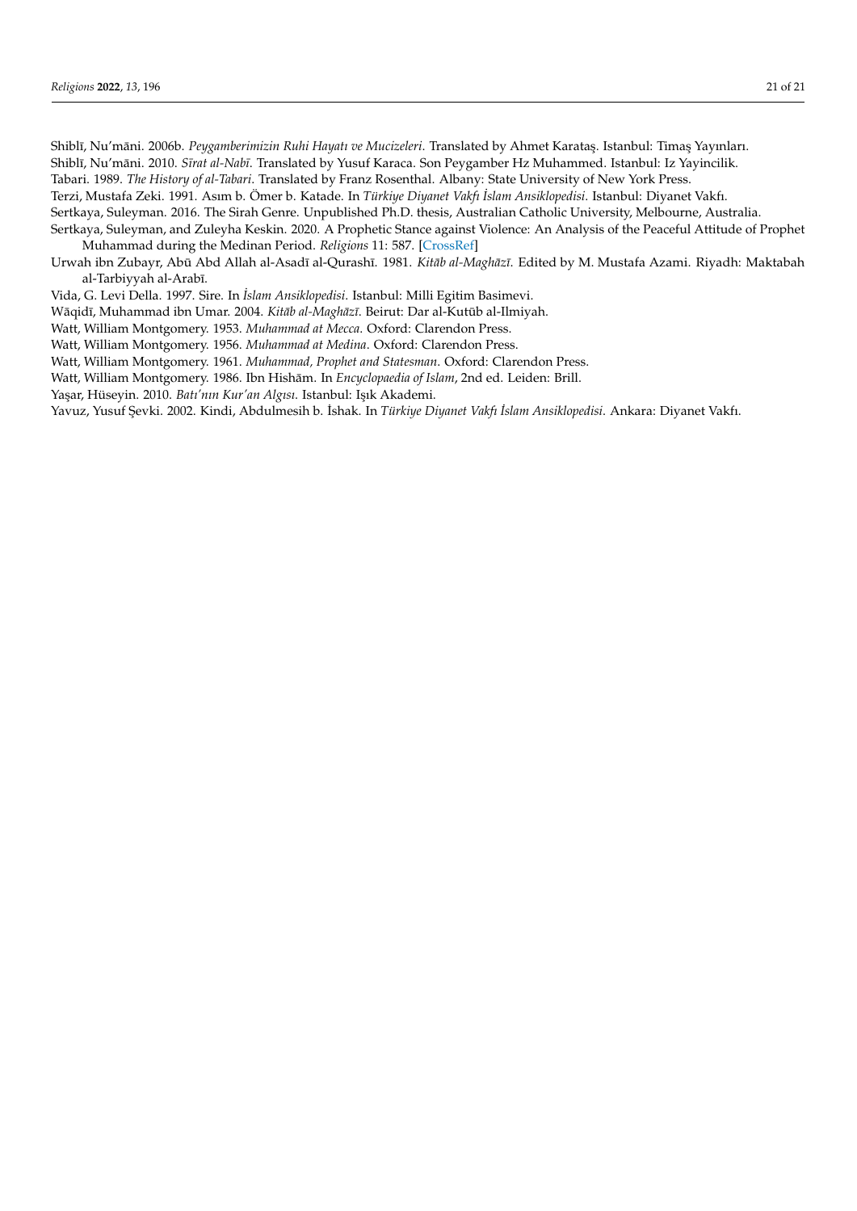Shiblī, Nu'māni. 2006b. *Peygamberimizin Ruhi Hayatı ve Mucizeleri*. Translated by Ahmet Karataş. Istanbul: Timaş Yayınları.

Shiblī, Nu'māni. 2010. *Sīrat al-Nabī*. Translated by Yusuf Karaca. Son Peygamber Hz Muhammed. Istanbul: Iz Yayincilik.

Tabari. 1989. *The History of al-Tabari*. Translated by Franz Rosenthal. Albany: State University of New York Press.

Terzi, Mustafa Zeki. 1991. Asım b. Ömer b. Katade. In *Türkiye Diyanet Vakfı İslam Ansiklopedisi*. Istanbul: Diyanet Vakfı.

Sertkaya, Suleyman. 2016. The Sirah Genre. Unpublished Ph.D. thesis, Australian Catholic University, Melbourne, Australia.

Sertkaya, Suleyman, and Zuleyha Keskin. 2020. A Prophetic Stance against Violence: An Analysis of the Peaceful Attitude of Prophet Muhammad during the Medinan Period. *Religions* 11: 587. [CrossRef]

Urwah ibn Zubayr, Abū Abd Allah al-Asadī al-Qurashī. 1981. *Kitāb al-Maghāzī*. Edited by M. Mustafa Azami. Riyadh: Maktabah al-Tarbiyyah al-Arabī.

Vida, G. Levi Della. 1997. Sire. In *İslam Ansiklopedisi*. Istanbul: Milli Egitim Basimevi.

Wāqidī, Muhammad ibn Umar. 2004. *Kitāb al-Maghāzī*. Beirut: Dar al-Kutūb al-Ilmiyah.

Watt, William Montgomery. 1953. *Muhammad at Mecca*. Oxford: Clarendon Press.

Watt, William Montgomery. 1956. *Muhammad at Medina*. Oxford: Clarendon Press.

Watt, William Montgomery. 1961. *Muhammad, Prophet and Statesman*. Oxford: Clarendon Press.

Watt, William Montgomery. 1986. Ibn Hishām. In *Encyclopaedia of Islam*, 2nd ed. Leiden: Brill.

Yaşar, Hüseyin. 2010. *Batı'nın Kur'an Algısı*. Istanbul: Işık Akademi.

Yavuz, Yusuf Şevki. 2002. Kindi, Abdulmesih b. İshak. In *Türkiye Diyanet Vakfı İslam Ansiklopedisi*. Ankara: Diyanet Vakfı.